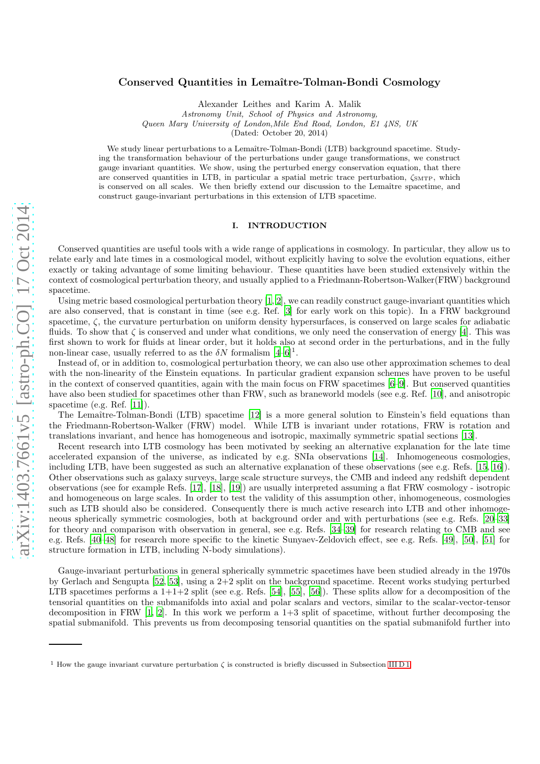# Conserved Quantities in Lemaître-Tolman-Bondi Cosmology

Alexander Leithes and Karim A. Malik

*Astronomy Unit, School of Physics and Astronomy,*
*Queen Mary University of London,Mile End Road, London, E1 4NS, UK*

(Dated: October 20, 2014)

We study linear perturbations to a Lemaître-Tolman-Bondi (LTB) background spacetime. Studying the transformation behaviour of the perturbations under gauge transformations, we construct gauge invariant quantities. We show, using the perturbed energy conservation equation, that there are conserved quantities in LTB, in particular a spatial metric trace perturbation, $\zeta_{\rm SMTP}$, which is conserved on all scales. We then briefly extend our discussion to the Lemaître spacetime, and construct gauge-invariant perturbations in this extension of LTB spacetime.

## I. INTRODUCTION

Conserved quantities are useful tools with a wide range of applications in cosmology. In particular, they allow us to relate early and late times in a cosmological model, without explicitly having to solve the evolution equations, either exactly or taking advantage of some limiting behaviour. These quantities have been studied extensively within the context of cosmological perturbation theory, and usually applied to a Friedmann-Robertson-Walker(FRW) background spacetime.

Using metric based cosmological perturbation theory [1, 2], we can readily construct gauge-invariant quantities which are also conserved, that is constant in time (see e.g. Ref. [3] for early work on this topic). In a FRW background spacetime, $\zeta$, the curvature perturbation on uniform density hypersurfaces, is conserved on large scales for adiabatic fluids. To show that $\zeta$ is conserved and under what conditions, we only need the conservation of energy [4]. This was first shown to work for fluids at linear order, but it holds also at second order in the perturbations, and in the fully non-linear case, usually referred to as the $\delta N$ formalism [4–6][1].

Instead of, or in addition to, cosmological perturbation theory, we can also use other approximation schemes to deal with the non-linearity of the Einstein equations. In particular gradient expansion schemes have proven to be useful in the context of conserved quantities, again with the main focus on FRW spacetimes [6–9]. But conserved quantities have also been studied for spacetimes other than FRW, such as braneworld models (see e.g. Ref. [10], and anisotropic spacetime (e.g. Ref. [11]).

The Lemaître-Tolman-Bondi (LTB) spacetime [12] is a more general solution to Einstein's field equations than the Friedmann-Robertson-Walker (FRW) model. While LTB is invariant under rotations, FRW is rotation and translations invariant, and hence has homogeneous and isotropic, maximally symmetric spatial sections [13].

Recent research into LTB cosmology has been motivated by seeking an alternative explanation for the late time accelerated expansion of the universe, as indicated by e.g. SNIa observations [14]. Inhomogeneous cosmologies, including LTB, have been suggested as such an alternative explanation of these observations (see e.g. Refs. [15, 16]). Other observations such as galaxy surveys, large scale structure surveys, the CMB and indeed any redshift dependent observations (see for example Refs. [17], [18], [19]) are usually interpreted assuming a flat FRW cosmology - isotropic and homogeneous on large scales. In order to test the validity of this assumption other, inhomogeneous, cosmologies such as LTB should also be considered. Consequently there is much active research into LTB and other inhomogeneous spherically symmetric cosmologies, both at background order and with perturbations (see e.g. Refs. [20–33] for theory and comparison with observation in general, see e.g. Refs. [34–39] for research relating to CMB and see e.g. Refs. [40–48] for research more specific to the kinetic Sunyaev-Zeldovich effect, see e.g. Refs. [49], [50], [51] for structure formation in LTB, including N-body simulations).

Gauge-invariant perturbations in general spherically symmetric spacetimes have been studied already in the 1970s by Gerlach and Sengupta [52, 53], using a 2+2 split on the background spacetime. Recent works studying perturbed LTB spacetimes performs a 1+1+2 split (see e.g. Refs. [54], [55], [56]). These splits allow for a decomposition of the tensorial quantities on the submanifolds into axial and polar scalars and vectors, similar to the scalar-vector-tensor decomposition in FRW [1, 2]. In this work we perform a 1+3 split of spacetime, without further decomposing the spatial submanifold. This prevents us from decomposing tensorial quantities on the spatial submanifold further into

[1] How the gauge invariant curvature perturbation $\zeta$ is constructed is briefly discussed in Subsection III D 1.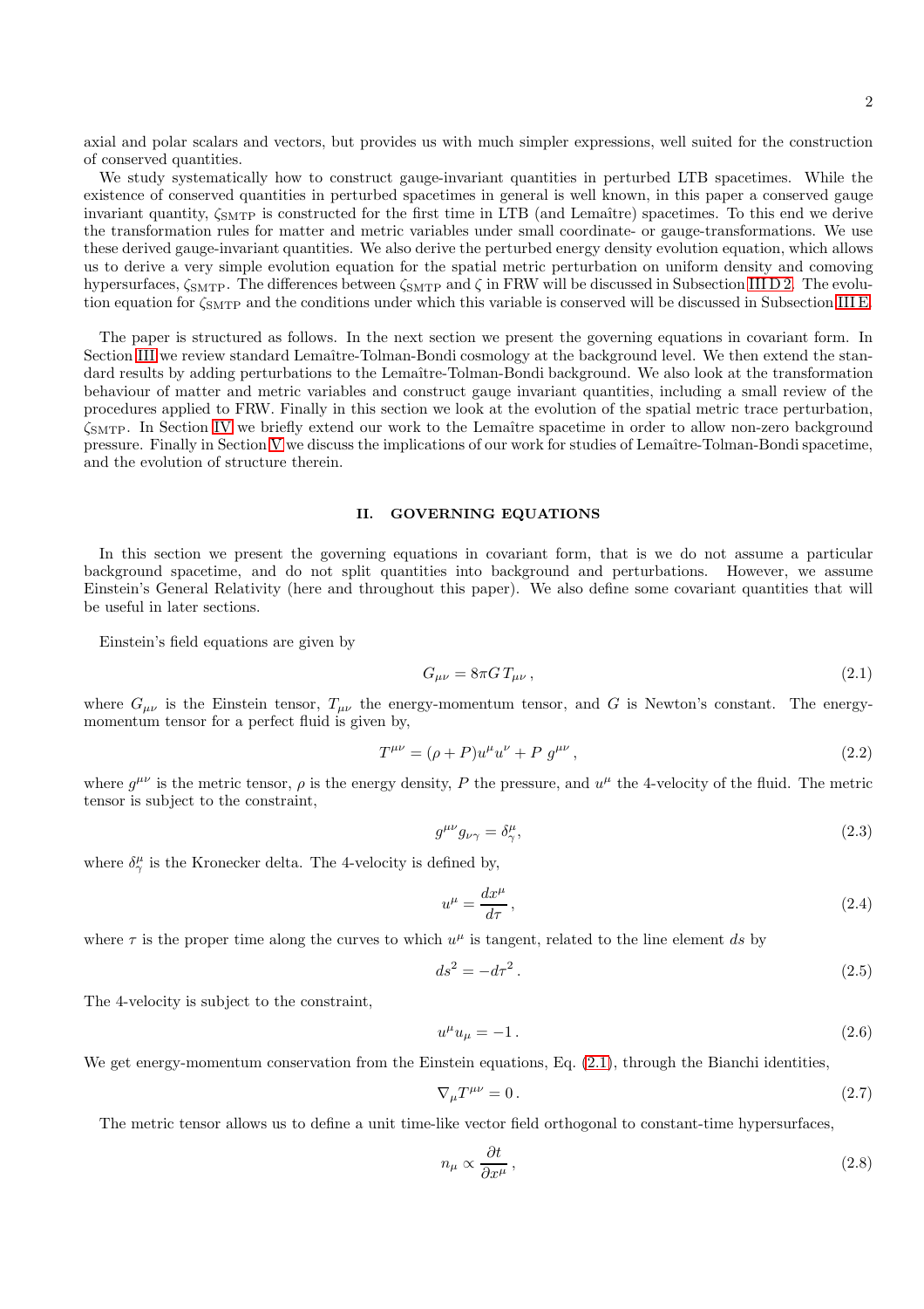axial and polar scalars and vectors, but provides us with much simpler expressions, well suited for the construction of conserved quantities.

We study systematically how to construct gauge-invariant quantities in perturbed LTB spacetimes. While the existence of conserved quantities in perturbed spacetimes in general is well known, in this paper a conserved gauge invariant quantity, $\zeta_{\rm SMTP}$ is constructed for the first time in LTB (and Lemaître) spacetimes. To this end we derive the transformation rules for matter and metric variables under small coordinate- or gauge-transformations. We use these derived gauge-invariant quantities. We also derive the perturbed energy density evolution equation, which allows us to derive a very simple evolution equation for the spatial metric perturbation on uniform density and comoving hypersurfaces, $\zeta_{\rm SMTP}$. The differences between $\zeta_{\rm SMTP}$ and $\zeta$ in FRW will be discussed in Subsection III D 2. The evolution equation for $\zeta_{\rm SMTP}$ and the conditions under which this variable is conserved will be discussed in Subsection III E.

The paper is structured as follows. In the next section we present the governing equations in covariant form. In Section III we review standard Lemaître-Tolman-Bondi cosmology at the background level. We then extend the standard results by adding perturbations to the Lemaître-Tolman-Bondi background. We also look at the transformation behaviour of matter and metric variables and construct gauge invariant quantities, including a small review of the procedures applied to FRW. Finally in this section we look at the evolution of the spatial metric trace perturbation, $\zeta_{\rm SMTP}$. In Section IV we briefly extend our work to the Lemaître spacetime in order to allow non-zero background pressure. Finally in Section V we discuss the implications of our work for studies of Lemaître-Tolman-Bondi spacetime, and the evolution of structure therein.

## II. GOVERNING EQUATIONS

In this section we present the governing equations in covariant form, that is we do not assume a particular background spacetime, and do not split quantities into background and perturbations. However, we assume Einstein's General Relativity (here and throughout this paper). We also define some covariant quantities that will be useful in later sections.

Einstein's field equations are given by

$$G_{\mu\nu} = 8\pi G \, T_{\mu\nu} \,, \tag{2.1}$$

where $G_{\mu\nu}$ is the Einstein tensor, $T_{\mu\nu}$ the energy-momentum tensor, and $G$ is Newton's constant. The energy-momentum tensor for a perfect fluid is given by,

$$T^{\mu\nu} = (\rho + P) u^\mu u^\nu + P \, g^{\mu\nu} \,, \tag{2.2}$$

where $g^{\mu\nu}$ is the metric tensor, $\rho$ is the energy density, $P$ the pressure, and $u^\mu$ the 4-velocity of the fluid. The metric tensor is subject to the constraint,

$$g^{\mu\nu} g_{\nu\gamma} = \delta^\mu_\gamma, \tag{2.3}$$

where $\delta^\mu_\gamma$ is the Kronecker delta. The 4-velocity is defined by,

$$u^\mu = \frac{dx^\mu}{d\tau} \,, \tag{2.4}$$

where $\tau$ is the proper time along the curves to which $u^\mu$ is tangent, related to the line element $ds$ by

$$ds^2 = -d\tau^2 \,. \tag{2.5}$$

The 4-velocity is subject to the constraint,

$$u^\mu u_\mu = -1 \,. \tag{2.6}$$

We get energy-momentum conservation from the Einstein equations, Eq. (2.1), through the Bianchi identities,

$$\nabla_\mu T^{\mu\nu} = 0 \,. \tag{2.7}$$

The metric tensor allows us to define a unit time-like vector field orthogonal to constant-time hypersurfaces,

$$n_\mu \propto \frac{\partial t}{\partial x^\mu} \,, \tag{2.8}$$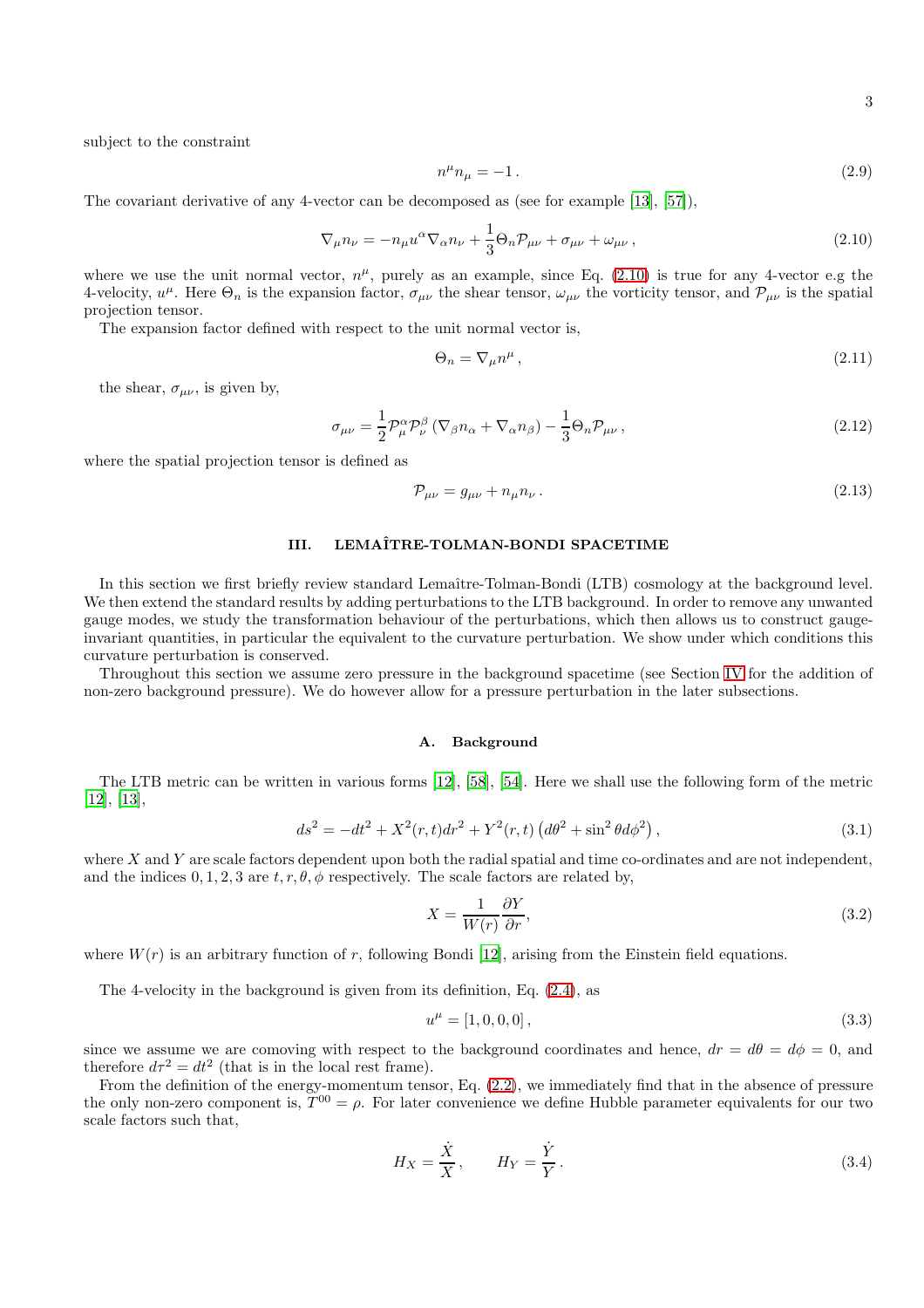subject to the constraint

$$n^\mu n_\mu = -1\,. \tag{2.9}$$

The covariant derivative of any 4-vector can be decomposed as (see for example [13], [57]),

$$\nabla_\mu n_\nu = -n_\mu u^\alpha \nabla_\alpha n_\nu + \frac{1}{3}\Theta_n \mathcal{P}_{\mu\nu} + \sigma_{\mu\nu} + \omega_{\mu\nu}\,, \tag{2.10}$$

where we use the unit normal vector, $n^\mu$, purely as an example, since Eq. (2.10) is true for any 4-vector e.g the 4-velocity, $u^\mu$. Here $\Theta_n$ is the expansion factor, $\sigma_{\mu\nu}$ the shear tensor, $\omega_{\mu\nu}$ the vorticity tensor, and $\mathcal{P}_{\mu\nu}$ is the spatial projection tensor.

The expansion factor defined with respect to the unit normal vector is,

$$\Theta_n = \nabla_\mu n^\mu\,, \tag{2.11}$$

the shear, $\sigma_{\mu\nu}$, is given by,

$$\sigma_{\mu\nu} = \frac{1}{2}\mathcal{P}^\alpha_\mu \mathcal{P}^\beta_\nu \left(\nabla_\beta n_\alpha + \nabla_\alpha n_\beta\right) - \frac{1}{3}\Theta_n \mathcal{P}_{\mu\nu}\,, \tag{2.12}$$

where the spatial projection tensor is defined as

$$\mathcal{P}_{\mu\nu} = g_{\mu\nu} + n_\mu n_\nu\,. \tag{2.13}$$

## III. LEMAÎTRE-TOLMAN-BONDI SPACETIME

In this section we first briefly review standard Lemaître-Tolman-Bondi (LTB) cosmology at the background level. We then extend the standard results by adding perturbations to the LTB background. In order to remove any unwanted gauge modes, we study the transformation behaviour of the perturbations, which then allows us to construct gauge-invariant quantities, in particular the equivalent to the curvature perturbation. We show under which conditions this curvature perturbation is conserved.

Throughout this section we assume zero pressure in the background spacetime (see Section IV for the addition of non-zero background pressure). We do however allow for a pressure perturbation in the later subsections.

### A. Background

The LTB metric can be written in various forms [12], [58], [54]. Here we shall use the following form of the metric [12], [13],

$$ds^2 = -dt^2 + X^2(r,t)dr^2 + Y^2(r,t)\left(d\theta^2 + \sin^2\theta d\phi^2\right)\,, \tag{3.1}$$

where $X$ and $Y$ are scale factors dependent upon both the radial spatial and time co-ordinates and are not independent, and the indices $0, 1, 2, 3$ are $t, r, \theta, \phi$ respectively. The scale factors are related by,

$$X = \frac{1}{W(r)}\frac{\partial Y}{\partial r}, \tag{3.2}$$

where $W(r)$ is an arbitrary function of $r$, following Bondi [12], arising from the Einstein field equations.

The 4-velocity in the background is given from its definition, Eq. (2.4), as

$$u^\mu = [1, 0, 0, 0]\,, \tag{3.3}$$

since we assume we are comoving with respect to the background coordinates and hence, $dr = d\theta = d\phi = 0$, and therefore $d\tau^2 = dt^2$ (that is in the local rest frame).

From the definition of the energy-momentum tensor, Eq. (2.2), we immediately find that in the absence of pressure the only non-zero component is, $T^{00} = \rho$. For later convenience we define Hubble parameter equivalents for our two scale factors such that,

$$H_X = \frac{\dot{X}}{X}\,, \qquad H_Y = \frac{\dot{Y}}{Y}\,. \tag{3.4}$$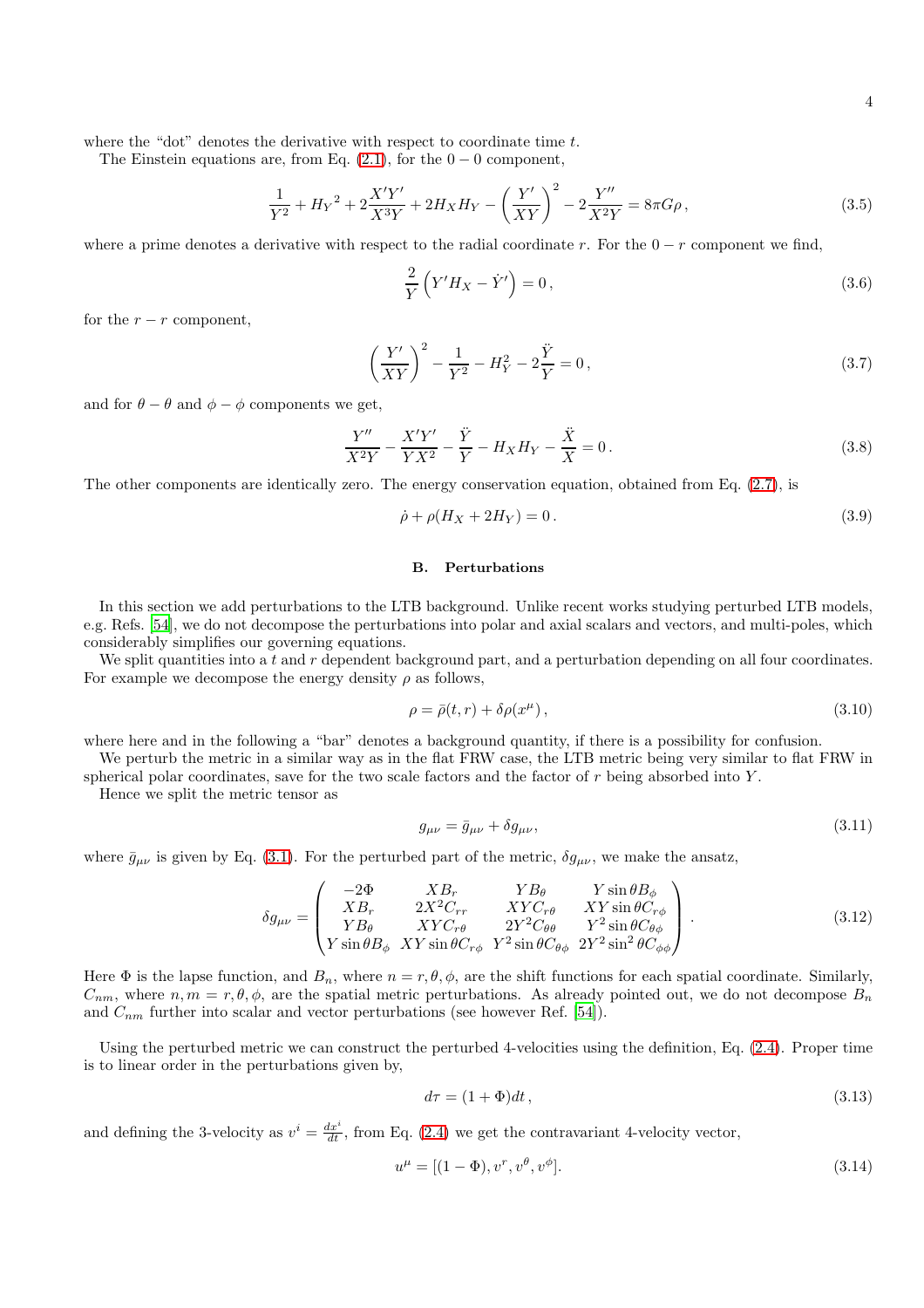where the "dot" denotes the derivative with respect to coordinate time $t$.

The Einstein equations are, from Eq. (2.1), for the $0-0$ component,

$$\frac{1}{Y^2} + {H_Y}^2 + 2\frac{X'Y'}{X^3Y} + 2H_XH_Y - \left(\frac{Y'}{XY}\right)^2 - 2\frac{Y''}{X^2Y} = 8\pi G\rho\,, \tag{3.5}$$

where a prime denotes a derivative with respect to the radial coordinate $r$. For the $0-r$ component we find,

$$\frac{2}{Y}\left(Y'H_X - \dot{Y}'\right) = 0\,, \tag{3.6}$$

for the $r-r$ component,

$$\left(\frac{Y'}{XY}\right)^2 - \frac{1}{Y^2} - H_Y^2 - 2\frac{\ddot{Y}}{Y} = 0\,, \tag{3.7}$$

and for $\theta-\theta$ and $\phi-\phi$ components we get,

$$\frac{Y''}{X^2Y} - \frac{X'Y'}{YX^2} - \frac{\ddot{Y}}{Y} - H_XH_Y - \frac{\ddot{X}}{X} = 0\,. \tag{3.8}$$

The other components are identically zero. The energy conservation equation, obtained from Eq. (2.7), is

$$\dot{\rho} + \rho(H_X + 2H_Y) = 0\,. \tag{3.9}$$

### B. Perturbations

In this section we add perturbations to the LTB background. Unlike recent works studying perturbed LTB models, e.g. Refs. [54], we do not decompose the perturbations into polar and axial scalars and vectors, and multi-poles, which considerably simplifies our governing equations.

We split quantities into a $t$ and $r$ dependent background part, and a perturbation depending on all four coordinates. For example we decompose the energy density $\rho$ as follows,

$$\rho = \bar{\rho}(t,r) + \delta\rho(x^\mu)\,, \tag{3.10}$$

where here and in the following a "bar" denotes a background quantity, if there is a possibility for confusion.

We perturb the metric in a similar way as in the flat FRW case, the LTB metric being very similar to flat FRW in spherical polar coordinates, save for the two scale factors and the factor of $r$ being absorbed into $Y$.

Hence we split the metric tensor as

$$g_{\mu\nu} = \bar{g}_{\mu\nu} + \delta g_{\mu\nu}, \tag{3.11}$$

where $\bar{g}_{\mu\nu}$ is given by Eq. (3.1). For the perturbed part of the metric, $\delta g_{\mu\nu}$, we make the ansatz,

$$\delta g_{\mu\nu} = \begin{pmatrix} -2\Phi & XB_r & YB_\theta & Y\sin\theta B_\phi \\ XB_r & 2X^2C_{rr} & XYC_{r\theta} & XY\sin\theta C_{r\phi} \\ YB_\theta & XYC_{r\theta} & 2Y^2C_{\theta\theta} & Y^2\sin\theta C_{\theta\phi} \\ Y\sin\theta B_\phi & XY\sin\theta C_{r\phi} & Y^2\sin\theta C_{\theta\phi} & 2Y^2\sin^2\theta C_{\phi\phi} \end{pmatrix}. \tag{3.12}$$

Here $\Phi$ is the lapse function, and $B_n$, where $n = r,\theta,\phi$, are the shift functions for each spatial coordinate. Similarly, $C_{nm}$, where $n,m = r,\theta,\phi$, are the spatial metric perturbations. As already pointed out, we do not decompose $B_n$ and $C_{nm}$ further into scalar and vector perturbations (see however Ref. [54]).

Using the perturbed metric we can construct the perturbed 4-velocities using the definition, Eq. (2.4). Proper time is to linear order in the perturbations given by,

$$d\tau = (1+\Phi)dt\,, \tag{3.13}$$

and defining the 3-velocity as $v^i = \frac{dx^i}{dt}$, from Eq. (2.4) we get the contravariant 4-velocity vector,

$$u^\mu = [(1-\Phi), v^r, v^\theta, v^\phi]. \tag{3.14}$$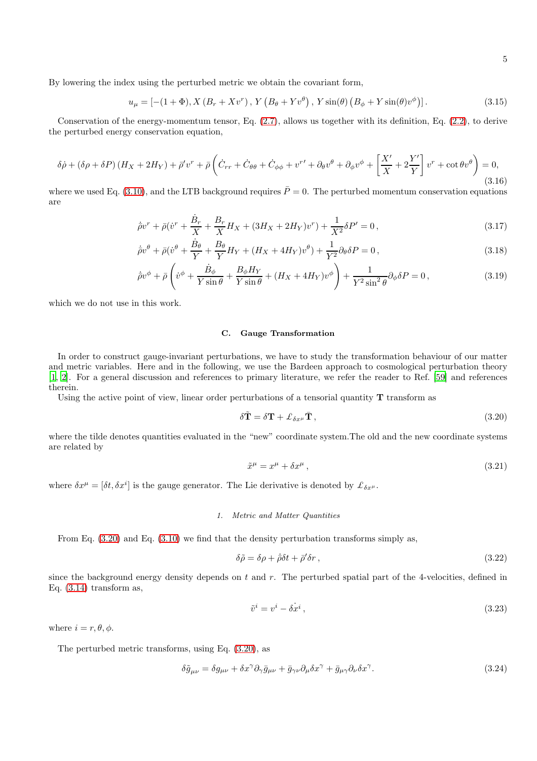By lowering the index using the perturbed metric we obtain the covariant form,

$$u_\mu = \left[-(1+\Phi), X\left(B_r + X v^r\right), Y\left(B_\theta + Y v^\theta\right), Y\sin(\theta)\left(B_\phi + Y\sin(\theta) v^\phi\right)\right]. \tag{3.15}$$

Conservation of the energy-momentum tensor, Eq. (2.7), allows us together with its definition, Eq. (2.2), to derive the perturbed energy conservation equation,

$$\delta\dot{\rho} + (\delta\rho + \delta P)\left(H_X + 2H_Y\right) + \bar{\rho}' v^r + \bar{\rho}\left(\dot{C}_{rr} + \dot{C}_{\theta\theta} + \dot{C}_{\phi\phi} + v^{r\prime} + \partial_\theta v^\theta + \partial_\phi v^\phi + \left[\frac{X'}{X} + 2\frac{Y'}{Y}\right] v^r + \cot\theta v^\theta\right) = 0, \tag{3.16}$$

where we used Eq. (3.10), and the LTB background requires $\bar{P} = 0$. The perturbed momentum conservation equations are

$$\dot{\bar{\rho}} v^r + \bar{\rho}(\dot{v}^r + \frac{\dot{B}_r}{X} + \frac{B_r}{X} H_X + (3H_X + 2H_Y) v^r) + \frac{1}{X^2}\delta P' = 0\,, \tag{3.17}$$

$$\dot{\bar{\rho}} v^\theta + \bar{\rho}(\dot{v}^\theta + \frac{\dot{B}_\theta}{Y} + \frac{B_\theta}{Y} H_Y + (H_X + 4H_Y) v^\theta) + \frac{1}{Y^2}\partial_\theta \delta P = 0\,, \tag{3.18}$$

$$\dot{\bar{\rho}} v^\phi + \bar{\rho}\left(\dot{v}^\phi + \frac{\dot{B}_\phi}{Y\sin\theta} + \frac{B_\phi H_Y}{Y\sin\theta} + (H_X + 4H_Y) v^\phi\right) + \frac{1}{Y^2\sin^2\theta}\partial_\phi \delta P = 0\,, \tag{3.19}$$

which we do not use in this work.

### C. Gauge Transformation

In order to construct gauge-invariant perturbations, we have to study the transformation behaviour of our matter and metric variables. Here and in the following, we use the Bardeen approach to cosmological perturbation theory [1, 2]. For a general discussion and references to primary literature, we refer the reader to Ref. [59] and references therein.

Using the active point of view, linear order perturbations of a tensorial quantity $\mathbf{T}$ transform as

$$\delta\tilde{\mathbf{T}} = \delta\mathbf{T} + \pounds_{\delta x^\mu}\bar{\mathbf{T}}\,, \tag{3.20}$$

where the tilde denotes quantities evaluated in the "new" coordinate system.The old and the new coordinate systems are related by

$$\tilde{x}^\mu = x^\mu + \delta x^\mu\,, \tag{3.21}$$

where $\delta x^\mu = [\delta t, \delta x^i]$ is the gauge generator. The Lie derivative is denoted by $\pounds_{\delta x^\mu}$.

#### 1. *Metric and Matter Quantities*

From Eq. (3.20) and Eq. (3.10) we find that the density perturbation transforms simply as,

$$\delta\tilde{\rho} = \delta\rho + \dot{\bar{\rho}}\delta t + \bar{\rho}'\delta r\,, \tag{3.22}$$

since the background energy density depends on $t$ and $r$. The perturbed spatial part of the 4-velocities, defined in Eq. (3.14) transform as,

$$\tilde{v}^i = v^i - \dot{\delta x^i}\,, \tag{3.23}$$

where $i = r, \theta, \phi$.

The perturbed metric transforms, using Eq. (3.20), as

$$\delta\tilde{g}_{\mu\nu} = \delta g_{\mu\nu} + \delta x^\gamma \partial_\gamma \bar{g}_{\mu\nu} + \bar{g}_{\gamma\nu}\partial_\mu \delta x^\gamma + \bar{g}_{\mu\gamma}\partial_\nu \delta x^\gamma. \tag{3.24}$$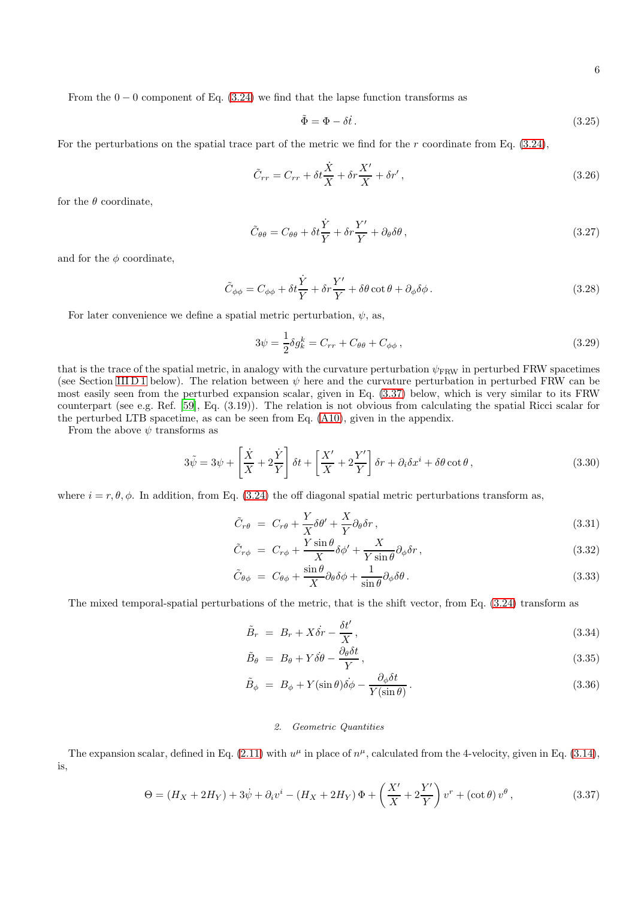From the $0-0$ component of Eq. (3.24) we find that the lapse function transforms as

$$\tilde{\Phi} = \Phi - \dot{\delta t}\,. \tag{3.25}$$

For the perturbations on the spatial trace part of the metric we find for the $r$ coordinate from Eq. (3.24),

$$\tilde{C}_{rr} = C_{rr} + \delta t \frac{\dot{X}}{X} + \delta r \frac{X'}{X} + \delta r'\,, \tag{3.26}$$

for the $\theta$ coordinate,

$$\tilde{C}_{\theta\theta} = C_{\theta\theta} + \delta t \frac{\dot{Y}}{Y} + \delta r \frac{Y'}{Y} + \partial_\theta \delta\theta\,, \tag{3.27}$$

and for the $\phi$ coordinate,

$$\tilde{C}_{\phi\phi} = C_{\phi\phi} + \delta t \frac{\dot{Y}}{Y} + \delta r \frac{Y'}{Y} + \delta\theta \cot\theta + \partial_\phi \delta\phi\,. \tag{3.28}$$

For later convenience we define a spatial metric perturbation, $\psi$, as,

$$3\psi = \frac{1}{2}\delta g^k_k = C_{rr} + C_{\theta\theta} + C_{\phi\phi}\,, \tag{3.29}$$

that is the trace of the spatial metric, in analogy with the curvature perturbation $\psi_{\rm FRW}$ in perturbed FRW spacetimes (see Section III D 1 below). The relation between $\psi$ here and the curvature perturbation in perturbed FRW can be most easily seen from the perturbed expansion scalar, given in Eq. (3.37) below, which is very similar to its FRW counterpart (see e.g. Ref. [59], Eq. (3.19)). The relation is not obvious from calculating the spatial Ricci scalar for the perturbed LTB spacetime, as can be seen from Eq. (A10), given in the appendix.

From the above $\psi$ transforms as

$$3\tilde{\psi} = 3\psi + \left[\frac{\dot{X}}{X} + 2\frac{\dot{Y}}{Y}\right]\delta t + \left[\frac{X'}{X} + 2\frac{Y'}{Y}\right]\delta r + \partial_i \delta x^i + \delta\theta \cot\theta\,, \tag{3.30}$$

where $i = r, \theta, \phi$. In addition, from Eq. (3.24) the off diagonal spatial metric perturbations transform as,

$$\tilde{C}_{r\theta} = C_{r\theta} + \frac{Y}{X}\delta\theta' + \frac{X}{Y}\partial_\theta \delta r\,, \tag{3.31}$$

$$\tilde{C}_{r\phi} = C_{r\phi} + \frac{Y\sin\theta}{X}\delta\phi' + \frac{X}{Y\sin\theta}\partial_\phi \delta r\,, \tag{3.32}$$

$$\tilde{C}_{\theta\phi} = C_{\theta\phi} + \frac{\sin\theta}{X}\partial_\theta \delta\phi + \frac{1}{\sin\theta}\partial_\phi \delta\theta\,. \tag{3.33}$$

The mixed temporal-spatial perturbations of the metric, that is the shift vector, from Eq. (3.24) transform as

$$\tilde{B}_r = B_r + X\dot{\delta r} - \frac{\delta t'}{X}\,, \tag{3.34}$$

$$\tilde{B}_\theta = B_\theta + Y\dot{\delta\theta} - \frac{\partial_\theta \delta t}{Y}\,, \tag{3.35}$$

$$\tilde{B}_\phi = B_\phi + Y(\sin\theta)\dot{\delta\phi} - \frac{\partial_\phi \delta t}{Y(\sin\theta)}\,. \tag{3.36}$$

### 2. Geometric Quantities

The expansion scalar, defined in Eq. (2.11) with $u^\mu$ in place of $n^\mu$, calculated from the 4-velocity, given in Eq. (3.14), is,

$$\Theta = (H_X + 2H_Y) + 3\dot{\psi} + \partial_i v^i - (H_X + 2H_Y)\Phi + \left(\frac{X'}{X} + 2\frac{Y'}{Y}\right)v^r + (\cot\theta)\, v^\theta\,, \tag{3.37}$$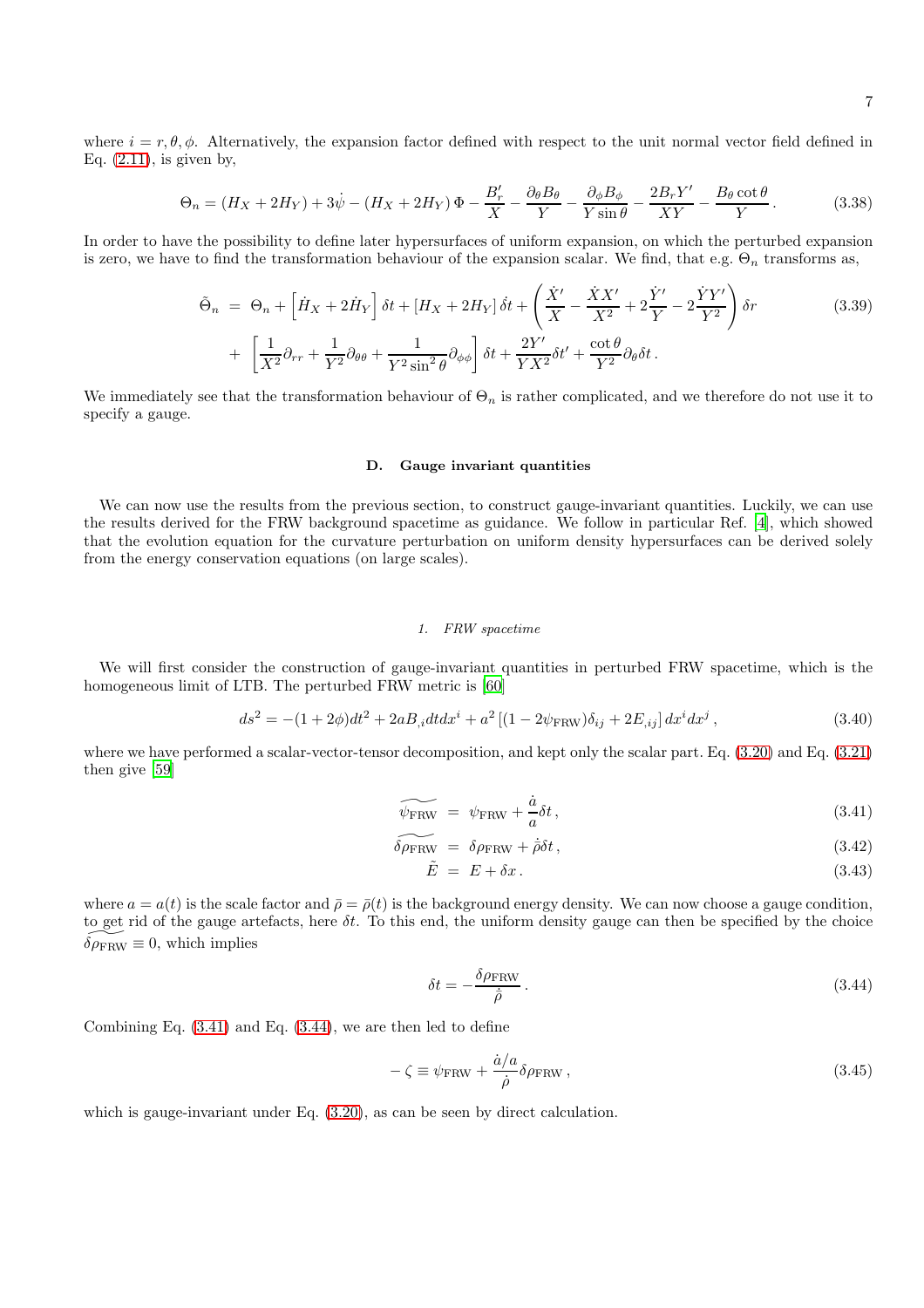where $i = r, \theta, \phi$. Alternatively, the expansion factor defined with respect to the unit normal vector field defined in Eq. (2.11), is given by,

$$\Theta_n = (H_X + 2H_Y) + 3\dot{\psi} - (H_X + 2H_Y)\,\Phi - \frac{B_r'}{X} - \frac{\partial_\theta B_\theta}{Y} - \frac{\partial_\phi B_\phi}{Y\sin\theta} - \frac{2B_r Y'}{XY} - \frac{B_\theta \cot\theta}{Y} . \tag{3.38}$$

In order to have the possibility to define later hypersurfaces of uniform expansion, on which the perturbed expansion is zero, we have to find the transformation behaviour of the expansion scalar. We find, that e.g. $\Theta_n$ transforms as,

$$\begin{aligned}
\tilde{\Theta}_n &= \Theta_n + \left[\dot{H}_X + 2\dot{H}_Y\right]\delta t + \left[H_X + 2H_Y\right]\dot{\delta t} + \left(\frac{\dot{X}'}{X} - \frac{\dot{X}X'}{X^2} + 2\frac{\dot{Y}'}{Y} - 2\frac{\dot{Y}Y'}{Y^2}\right)\delta r \\
&+ \left[\frac{1}{X^2}\partial_{rr} + \frac{1}{Y^2}\partial_{\theta\theta} + \frac{1}{Y^2\sin^2\theta}\partial_{\phi\phi}\right]\delta t + \frac{2Y'}{YX^2}\delta t' + \frac{\cot\theta}{Y^2}\partial_\theta \delta t .
\end{aligned} \tag{3.39}$$

We immediately see that the transformation behaviour of $\Theta_n$ is rather complicated, and we therefore do not use it to specify a gauge.

## D. Gauge invariant quantities

We can now use the results from the previous section, to construct gauge-invariant quantities. Luckily, we can use the results derived for the FRW background spacetime as guidance. We follow in particular Ref. [4], which showed that the evolution equation for the curvature perturbation on uniform density hypersurfaces can be derived solely from the energy conservation equations (on large scales).

### 1. FRW spacetime

We will first consider the construction of gauge-invariant quantities in perturbed FRW spacetime, which is the homogeneous limit of LTB. The perturbed FRW metric is [60]

$$ds^2 = -(1+2\phi)dt^2 + 2aB_{,i}dt dx^i + a^2\left[(1-2\psi_{\rm FRW})\delta_{ij} + 2E_{,ij}\right]dx^i dx^j , \tag{3.40}$$

where we have performed a scalar-vector-tensor decomposition, and kept only the scalar part. Eq. (3.20) and Eq. (3.21) then give [59]

$$\widetilde{\psi_{\rm FRW}} = \psi_{\rm FRW} + \frac{\dot{a}}{a}\delta t , \tag{3.41}$$

$$\widetilde{\delta\rho_{\rm FRW}} = \delta\rho_{\rm FRW} + \dot{\bar{\rho}}\delta t , \tag{3.42}$$

$$\tilde{E} = E + \delta x . \tag{3.43}$$

where $a = a(t)$ is the scale factor and $\bar{\rho} = \bar{\rho}(t)$ is the background energy density. We can now choose a gauge condition, to get rid of the gauge artefacts, here $\delta t$. To this end, the uniform density gauge can then be specified by the choice $\widetilde{\delta\rho_{\rm FRW}} \equiv 0$, which implies

$$\delta t = -\frac{\delta\rho_{\rm FRW}}{\dot{\bar{\rho}}} . \tag{3.44}$$

Combining Eq. (3.41) and Eq. (3.44), we are then led to define

$$-\zeta \equiv \psi_{\rm FRW} + \frac{\dot{a}/a}{\dot{\bar{\rho}}}\delta\rho_{\rm FRW} , \tag{3.45}$$

which is gauge-invariant under Eq. (3.20), as can be seen by direct calculation.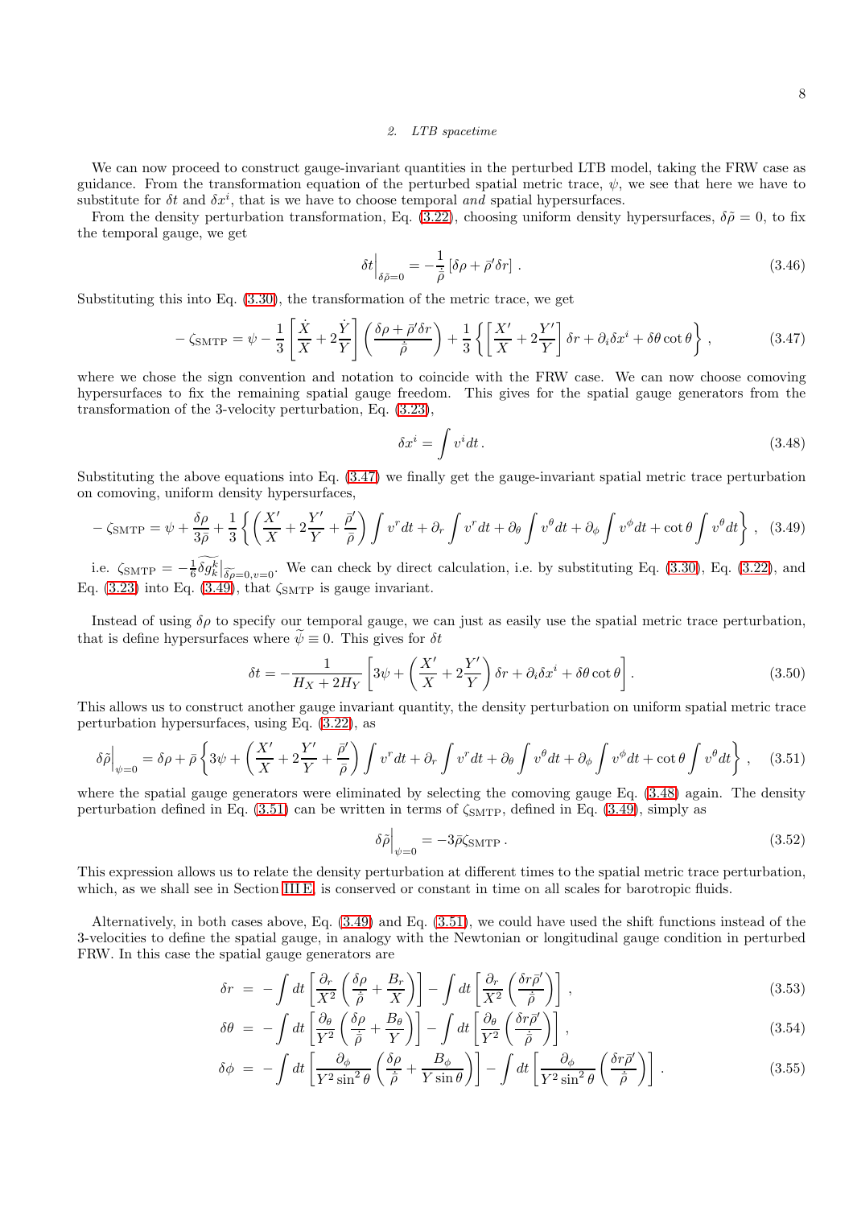### 2. LTB spacetime

We can now proceed to construct gauge-invariant quantities in the perturbed LTB model, taking the FRW case as guidance. From the transformation equation of the perturbed spatial metric trace, $\psi$, we see that here we have to substitute for $\delta t$ and $\delta x^i$, that is we have to choose temporal *and* spatial hypersurfaces.

From the density perturbation transformation, Eq. (3.22), choosing uniform density hypersurfaces, $\delta\tilde{\rho} = 0$, to fix the temporal gauge, we get

$$
\delta t\Big|_{\delta\tilde{\rho}=0} = -\frac{1}{\dot{\bar{\rho}}}\left[\delta\rho + \bar{\rho}'\delta r\right] . \tag{3.46}
$$

Substituting this into Eq. (3.30), the transformation of the metric trace, we get

$$
-\zeta_{\rm SMTP} = \psi - \frac{1}{3}\left[\frac{\dot{X}}{X} + 2\frac{\dot{Y}}{Y}\right]\left(\frac{\delta\rho + \bar{\rho}'\delta r}{\dot{\bar{\rho}}}\right) + \frac{1}{3}\left\{\left[\frac{X'}{X} + 2\frac{Y'}{Y}\right]\delta r + \partial_i\delta x^i + \delta\theta\cot\theta\right\} , \tag{3.47}
$$

where we chose the sign convention and notation to coincide with the FRW case. We can now choose comoving hypersurfaces to fix the remaining spatial gauge freedom. This gives for the spatial gauge generators from the transformation of the 3-velocity perturbation, Eq. (3.23),

$$
\delta x^i = \int v^i dt \, . \tag{3.48}
$$

Substituting the above equations into Eq. (3.47) we finally get the gauge-invariant spatial metric trace perturbation on comoving, uniform density hypersurfaces,

$$
-\zeta_{\rm SMTP} = \psi + \frac{\delta\rho}{3\bar{\rho}} + \frac{1}{3}\left\{\left(\frac{X'}{X} + 2\frac{Y'}{Y} + \frac{\bar{\rho}'}{\bar{\rho}}\right)\int v^r dt + \partial_r\int v^r dt + \partial_\theta\int v^\theta dt + \partial_\phi\int v^\phi dt + \cot\theta\int v^\theta dt\right\} , \tag{3.49}
$$

i.e. $\zeta_{\rm SMTP} = -\frac{1}{6}\widetilde{\delta g^k_k}\big|_{\widetilde{\delta\rho}=0, v=0}$. We can check by direct calculation, i.e. by substituting Eq. (3.30), Eq. (3.22), and Eq. (3.23) into Eq. (3.49), that $\zeta_{\rm SMTP}$ is gauge invariant.

Instead of using $\delta\rho$ to specify our temporal gauge, we can just as easily use the spatial metric trace perturbation, that is define hypersurfaces where $\widetilde{\psi} \equiv 0$. This gives for $\delta t$

$$
\delta t = -\frac{1}{H_X + 2H_Y}\left[3\psi + \left(\frac{X'}{X} + 2\frac{Y'}{Y}\right)\delta r + \partial_i\delta x^i + \delta\theta\cot\theta\right] . \tag{3.50}
$$

This allows us to construct another gauge invariant quantity, the density perturbation on uniform spatial metric trace perturbation hypersurfaces, using Eq. (3.22), as

$$
\delta\tilde{\rho}\Big|_{\psi=0} = \delta\rho + \bar{\rho}\left\{3\psi + \left(\frac{X'}{X} + 2\frac{Y'}{Y} + \frac{\bar{\rho}'}{\bar{\rho}}\right)\int v^r dt + \partial_r\int v^r dt + \partial_\theta\int v^\theta dt + \partial_\phi\int v^\phi dt + \cot\theta\int v^\theta dt\right\} , \tag{3.51}
$$

where the spatial gauge generators were eliminated by selecting the comoving gauge Eq. (3.48) again. The density perturbation defined in Eq. (3.51) can be written in terms of $\zeta_{\rm SMTP}$, defined in Eq. (3.49), simply as

$$
\delta\tilde{\rho}\Big|_{\psi=0} = -3\bar{\rho}\zeta_{\rm SMTP} \, . \tag{3.52}
$$

This expression allows us to relate the density perturbation at different times to the spatial metric trace perturbation, which, as we shall see in Section III E, is conserved or constant in time on all scales for barotropic fluids.

Alternatively, in both cases above, Eq. (3.49) and Eq. (3.51), we could have used the shift functions instead of the 3-velocities to define the spatial gauge, in analogy with the Newtonian or longitudinal gauge condition in perturbed FRW. In this case the spatial gauge generators are

$$
\delta r = -\int dt\left[\frac{\partial_r}{X^2}\left(\frac{\delta\rho}{\dot{\bar{\rho}}} + \frac{B_r}{X}\right)\right] - \int dt\left[\frac{\partial_r}{X^2}\left(\frac{\delta r\bar{\rho}'}{\dot{\bar{\rho}}}\right)\right] , \tag{3.53}
$$

$$
\delta\theta = -\int dt\left[\frac{\partial_\theta}{Y^2}\left(\frac{\delta\rho}{\dot{\bar{\rho}}} + \frac{B_\theta}{Y}\right)\right] - \int dt\left[\frac{\partial_\theta}{Y^2}\left(\frac{\delta r\bar{\rho}'}{\dot{\bar{\rho}}}\right)\right] , \tag{3.54}
$$

$$
\delta\phi = -\int dt\left[\frac{\partial_\phi}{Y^2\sin^2\theta}\left(\frac{\delta\rho}{\dot{\bar{\rho}}} + \frac{B_\phi}{Y\sin\theta}\right)\right] - \int dt\left[\frac{\partial_\phi}{Y^2\sin^2\theta}\left(\frac{\delta r\bar{\rho}'}{\dot{\bar{\rho}}}\right)\right] . \tag{3.55}
$$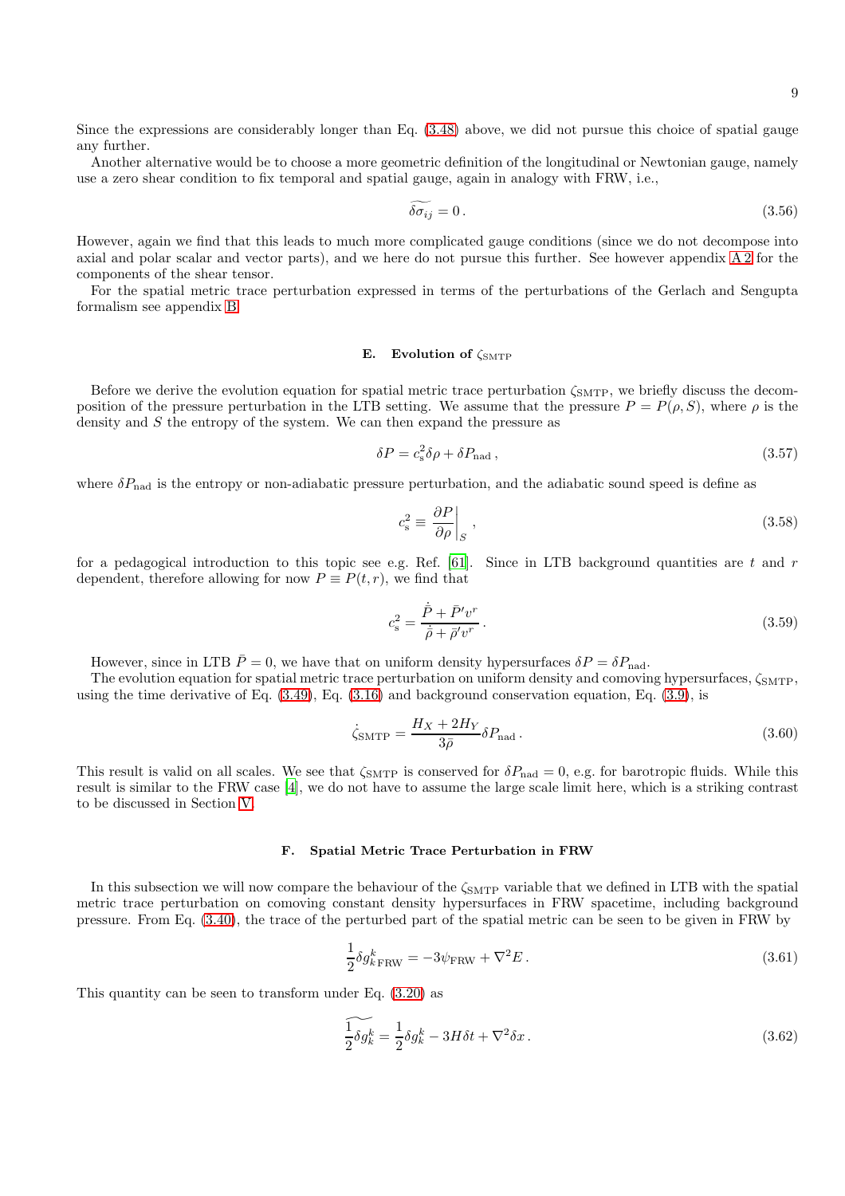Since the expressions are considerably longer than Eq. (3.48) above, we did not pursue this choice of spatial gauge any further.

Another alternative would be to choose a more geometric definition of the longitudinal or Newtonian gauge, namely use a zero shear condition to fix temporal and spatial gauge, again in analogy with FRW, i.e.,

$$\widetilde{\delta\sigma_{ij}} = 0\,. \tag{3.56}$$

However, again we find that this leads to much more complicated gauge conditions (since we do not decompose into axial and polar scalar and vector parts), and we here do not pursue this further. See however appendix A 2 for the components of the shear tensor.

For the spatial metric trace perturbation expressed in terms of the perturbations of the Gerlach and Sengupta formalism see appendix B.

### E. Evolution of $\zeta_{\rm SMTP}$

Before we derive the evolution equation for spatial metric trace perturbation $\zeta_{\rm SMTP}$, we briefly discuss the decomposition of the pressure perturbation in the LTB setting. We assume that the pressure $P = P(\rho, S)$, where $\rho$ is the density and $S$ the entropy of the system. We can then expand the pressure as

$$\delta P = c_{\rm s}^2 \delta\rho + \delta P_{\rm nad}\,, \tag{3.57}$$

where $\delta P_{\rm nad}$ is the entropy or non-adiabatic pressure perturbation, and the adiabatic sound speed is define as

$$c_{\rm s}^2 \equiv \left.\frac{\partial P}{\partial \rho}\right|_S\,, \tag{3.58}$$

for a pedagogical introduction to this topic see e.g. Ref. [61]. Since in LTB background quantities are $t$ and $r$ dependent, therefore allowing for now $P \equiv P(t, r)$, we find that

$$c_{\rm s}^2 = \frac{\dot{\bar{P}} + \bar{P}' v^r}{\dot{\bar{\rho}} + \bar{\rho}' v^r}\,. \tag{3.59}$$

However, since in LTB $\bar{P} = 0$, we have that on uniform density hypersurfaces $\delta P = \delta P_{\rm nad}$.

The evolution equation for spatial metric trace perturbation on uniform density and comoving hypersurfaces, $\zeta_{\rm SMTP}$, using the time derivative of Eq. (3.49), Eq. (3.16) and background conservation equation, Eq. (3.9), is

$$\dot{\zeta}_{\rm SMTP} = \frac{H_X + 2H_Y}{3\bar{\rho}} \delta P_{\rm nad}\,. \tag{3.60}$$

This result is valid on all scales. We see that $\zeta_{\rm SMTP}$ is conserved for $\delta P_{\rm nad} = 0$, e.g. for barotropic fluids. While this result is similar to the FRW case [4], we do not have to assume the large scale limit here, which is a striking contrast to be discussed in Section V.

### F. Spatial Metric Trace Perturbation in FRW

In this subsection we will now compare the behaviour of the $\zeta_{\rm SMTP}$ variable that we defined in LTB with the spatial metric trace perturbation on comoving constant density hypersurfaces in FRW spacetime, including background pressure. From Eq. (3.40), the trace of the perturbed part of the spatial metric can be seen to be given in FRW by

$$\frac{1}{2}\delta g^k_{k\,{\rm FRW}} = -3\psi_{\rm FRW} + \nabla^2 E\,. \tag{3.61}$$

This quantity can be seen to transform under Eq. (3.20) as

$$\widetilde{\frac{1}{2}\delta g^k_k} = \frac{1}{2}\delta g^k_k - 3H\delta t + \nabla^2 \delta x\,. \tag{3.62}$$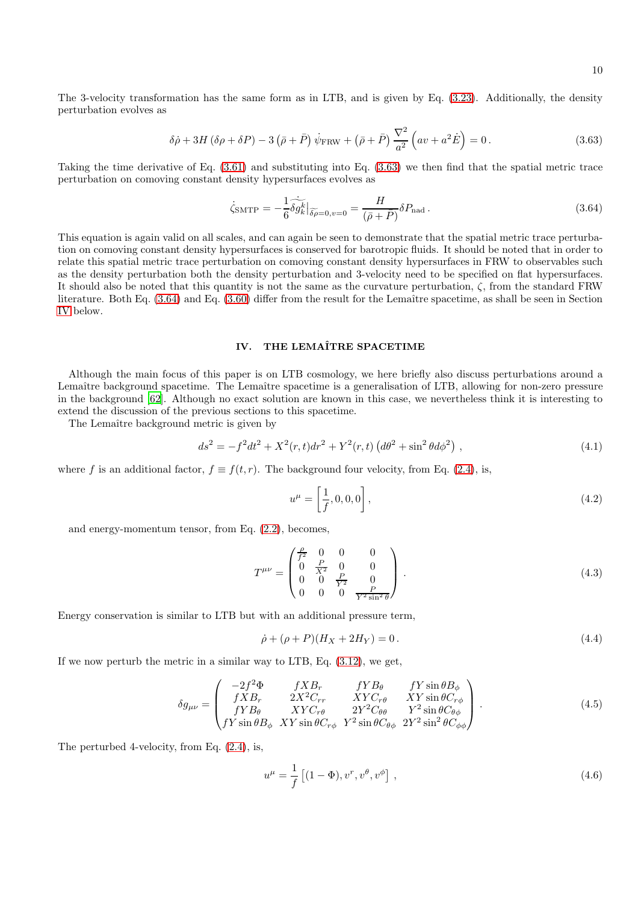The 3-velocity transformation has the same form as in LTB, and is given by Eq. (3.23). Additionally, the density perturbation evolves as

$$\delta\dot{\rho} + 3H\left(\delta\rho + \delta P\right) - 3\left(\bar{\rho} + \bar{P}\right)\dot{\psi}_{\rm FRW} + \left(\bar{\rho} + \bar{P}\right)\frac{\nabla^2}{a^2}\left(av + a^2\dot{E}\right) = 0\,. \tag{3.63}$$

Taking the time derivative of Eq. (3.61) and substituting into Eq. (3.63) we then find that the spatial metric trace perturbation on comoving constant density hypersurfaces evolves as

$$\dot{\zeta}_{\rm SMTP} = -\frac{1}{6}\dot{\widetilde{\delta g^k_k}}\big|_{\widetilde{\delta\rho}=0,v=0} = \frac{H}{(\bar{\rho} + \bar{P})}\delta P_{\rm nad}\,. \tag{3.64}$$

This equation is again valid on all scales, and can again be seen to demonstrate that the spatial metric trace perturbation on comoving constant density hypersurfaces is conserved for barotropic fluids. It should be noted that in order to relate this spatial metric trace perturbation on comoving constant density hypersurfaces in FRW to observables such as the density perturbation both the density perturbation and 3-velocity need to be specified on flat hypersurfaces. It should also be noted that this quantity is not the same as the curvature perturbation, $\zeta$, from the standard FRW literature. Both Eq. (3.64) and Eq. (3.60) differ from the result for the Lemaître spacetime, as shall be seen in Section IV below.

## IV. THE LEMAÎTRE SPACETIME

Although the main focus of this paper is on LTB cosmology, we here briefly also discuss perturbations around a Lemaître background spacetime. The Lemaître spacetime is a generalisation of LTB, allowing for non-zero pressure in the background [62]. Although no exact solution are known in this case, we nevertheless think it is interesting to extend the discussion of the previous sections to this spacetime.

The Lemaître background metric is given by

$$ds^2 = -f^2dt^2 + X^2(r,t)dr^2 + Y^2(r,t)\left(d\theta^2 + \sin^2\theta d\phi^2\right)\,, \tag{4.1}$$

where $f$ is an additional factor, $f \equiv f(t,r)$. The background four velocity, from Eq. (2.4), is,

$$u^\mu = \left[\frac{1}{f}, 0, 0, 0\right], \tag{4.2}$$

and energy-momentum tensor, from Eq. (2.2), becomes,

$$T^{\mu\nu} = \begin{pmatrix} \frac{\rho}{f^2} & 0 & 0 & 0 \\ 0 & \frac{P}{X^2} & 0 & 0 \\ 0 & 0 & \frac{P}{Y^2} & 0 \\ 0 & 0 & 0 & \frac{P}{Y^2\sin^2\theta} \end{pmatrix}. \tag{4.3}$$

Energy conservation is similar to LTB but with an additional pressure term,

$$\dot{\rho} + (\rho + P)(H_X + 2H_Y) = 0\,. \tag{4.4}$$

If we now perturb the metric in a similar way to LTB, Eq. (3.12), we get,

$$\delta g_{\mu\nu} = \begin{pmatrix} -2f^2\Phi & fXB_r & fYB_\theta & fY\sin\theta B_\phi \\ fXB_r & 2X^2C_{rr} & XYC_{r\theta} & XY\sin\theta C_{r\phi} \\ fYB_\theta & XYC_{r\theta} & 2Y^2C_{\theta\theta} & Y^2\sin\theta C_{\theta\phi} \\ fY\sin\theta B_\phi & XY\sin\theta C_{r\phi} & Y^2\sin\theta C_{\theta\phi} & 2Y^2\sin^2\theta C_{\phi\phi} \end{pmatrix}. \tag{4.5}$$

The perturbed 4-velocity, from Eq. (2.4), is,

$$u^\mu = \frac{1}{f}\left[(1-\Phi), v^r, v^\theta, v^\phi\right]\,, \tag{4.6}$$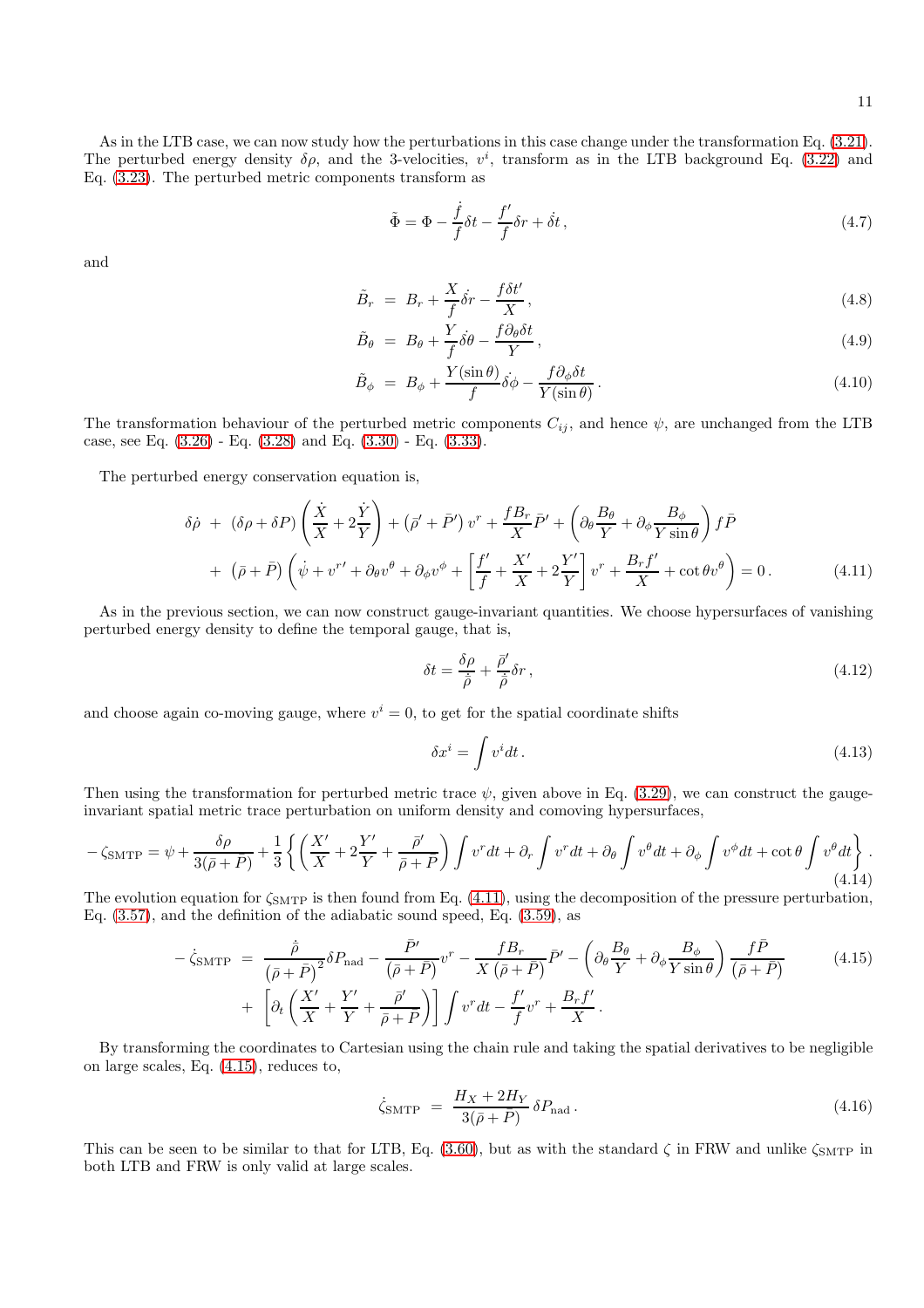As in the LTB case, we can now study how the perturbations in this case change under the transformation Eq. (3.21). The perturbed energy density $\delta\rho$, and the 3-velocities, $v^i$, transform as in the LTB background Eq. (3.22) and Eq. (3.23). The perturbed metric components transform as

$$\tilde{\Phi} = \Phi - \frac{\dot{f}}{f}\delta t - \frac{f'}{f}\delta r + \dot{\delta t}\,, \tag{4.7}$$

and

$$\tilde{B}_r = B_r + \frac{X}{f}\dot{\delta r} - \frac{f\delta t'}{X}\,, \tag{4.8}$$

$$\tilde{B}_\theta = B_\theta + \frac{Y}{f}\dot{\delta\theta} - \frac{f\partial_\theta \delta t}{Y}\,, \tag{4.9}$$

$$\tilde{B}_\phi = B_\phi + \frac{Y(\sin\theta)}{f}\dot{\delta\phi} - \frac{f\partial_\phi \delta t}{Y(\sin\theta)}\,. \tag{4.10}$$

The transformation behaviour of the perturbed metric components $C_{ij}$, and hence $\psi$, are unchanged from the LTB case, see Eq. (3.26) - Eq. (3.28) and Eq. (3.30) - Eq. (3.33).

The perturbed energy conservation equation is,

$$\begin{aligned}
&\dot{\delta\rho} + (\delta\rho + \delta P)\left(\frac{\dot{X}}{X} + 2\frac{\dot{Y}}{Y}\right) + \left(\bar{\rho}' + \bar{P}'\right)v^r + \frac{fB_r}{X}\bar{P}' + \left(\partial_\theta \frac{B_\theta}{Y} + \partial_\phi \frac{B_\phi}{Y\sin\theta}\right)f\bar{P} \\
&+ \left(\bar{\rho} + \bar{P}\right)\left(\dot{\psi} + v^{r\prime} + \partial_\theta v^\theta + \partial_\phi v^\phi + \left[\frac{f'}{f} + \frac{X'}{X} + 2\frac{Y'}{Y}\right]v^r + \frac{B_r f'}{X} + \cot\theta v^\theta\right) = 0\,.
\end{aligned} \tag{4.11}$$

As in the previous section, we can now construct gauge-invariant quantities. We choose hypersurfaces of vanishing perturbed energy density to define the temporal gauge, that is,

$$\delta t = \frac{\delta\rho}{\dot{\bar{\rho}}} + \frac{\bar{\rho}'}{\dot{\bar{\rho}}}\delta r\,, \tag{4.12}$$

and choose again co-moving gauge, where $v^i = 0$, to get for the spatial coordinate shifts

$$\delta x^i = \int v^i dt\,. \tag{4.13}$$

Then using the transformation for perturbed metric trace $\psi$, given above in Eq. (3.29), we can construct the gauge-invariant spatial metric trace perturbation on uniform density and comoving hypersurfaces,

$$-\zeta_{\rm SMTP} = \psi + \frac{\delta\rho}{3(\bar{\rho} + \bar{P})} + \frac{1}{3}\left\{\left(\frac{X'}{X} + 2\frac{Y'}{Y} + \frac{\bar{\rho}'}{\bar{\rho} + P}\right)\int v^r dt + \partial_r \int v^r dt + \partial_\theta \int v^\theta dt + \partial_\phi \int v^\phi dt + \cot\theta \int v^\theta dt\right\}\,. \tag{4.14}$$

The evolution equation for $\zeta_{\rm SMTP}$ is then found from Eq. (4.11), using the decomposition of the pressure perturbation, Eq. (3.57), and the definition of the adiabatic sound speed, Eq. (3.59), as

$$\begin{aligned}
-\dot{\zeta}_{\rm SMTP} &= \frac{\dot{\bar{\rho}}}{\left(\bar{\rho} + \bar{P}\right)^2}\delta P_{\rm nad} - \frac{\bar{P}'}{\left(\bar{\rho} + \bar{P}\right)}v^r - \frac{fB_r}{X\left(\bar{\rho} + \bar{P}\right)}\bar{P}' - \left(\partial_\theta \frac{B_\theta}{Y} + \partial_\phi \frac{B_\phi}{Y\sin\theta}\right)\frac{f\bar{P}}{\left(\bar{\rho} + \bar{P}\right)} \\
&+ \left[\partial_t\left(\frac{X'}{X} + \frac{Y'}{Y} + \frac{\bar{\rho}'}{\bar{\rho} + \bar{P}}\right)\right]\int v^r dt - \frac{f'}{f}v^r + \frac{B_r f'}{X}\,.
\end{aligned} \tag{4.15}$$

By transforming the coordinates to Cartesian using the chain rule and taking the spatial derivatives to be negligible on large scales, Eq. (4.15), reduces to,

$$\dot{\zeta}_{\rm SMTP} = \frac{H_X + 2H_Y}{3(\bar{\rho} + \bar{P})}\,\delta P_{\rm nad}\,. \tag{4.16}$$

This can be seen to be similar to that for LTB, Eq. (3.60), but as with the standard $\zeta$ in FRW and unlike $\zeta_{\rm SMTP}$ in both LTB and FRW is only valid at large scales.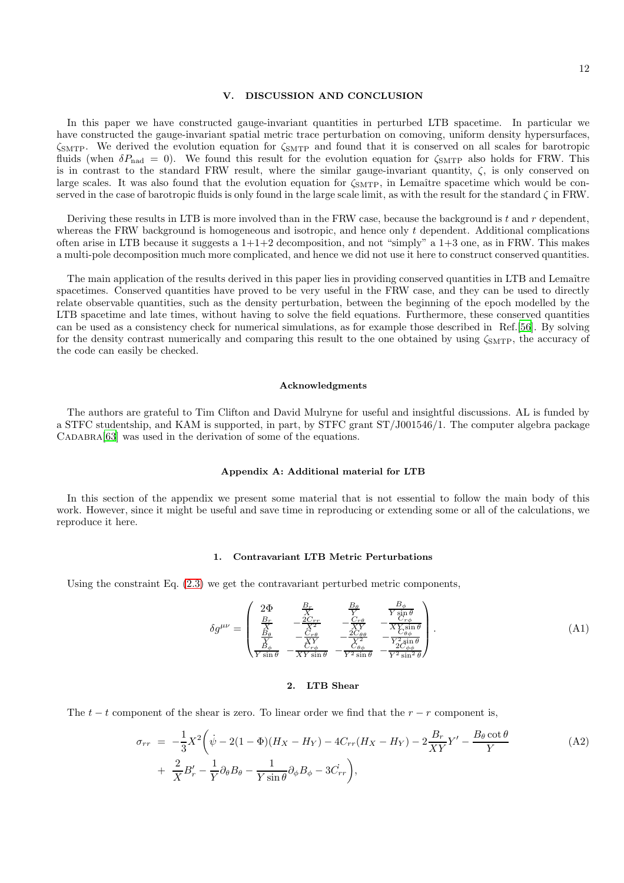## V. DISCUSSION AND CONCLUSION

In this paper we have constructed gauge-invariant quantities in perturbed LTB spacetime. In particular we have constructed the gauge-invariant spatial metric trace perturbation on comoving, uniform density hypersurfaces, $\zeta_{\rm SMTP}$. We derived the evolution equation for $\zeta_{\rm SMTP}$ and found that it is conserved on all scales for barotropic fluids (when $\delta P_{\rm nad} = 0$). We found this result for the evolution equation for $\zeta_{\rm SMTP}$ also holds for FRW. This is in contrast to the standard FRW result, where the similar gauge-invariant quantity, $\zeta$, is only conserved on large scales. It was also found that the evolution equation for $\zeta_{\rm SMTP}$, in Lemaître spacetime which would be conserved in the case of barotropic fluids is only found in the large scale limit, as with the result for the standard $\zeta$ in FRW.

Deriving these results in LTB is more involved than in the FRW case, because the background is $t$ and $r$ dependent, whereas the FRW background is homogeneous and isotropic, and hence only $t$ dependent. Additional complications often arise in LTB because it suggests a 1+1+2 decomposition, and not "simply" a 1+3 one, as in FRW. This makes a multi-pole decomposition much more complicated, and hence we did not use it here to construct conserved quantities.

The main application of the results derived in this paper lies in providing conserved quantities in LTB and Lemaître spacetimes. Conserved quantities have proved to be very useful in the FRW case, and they can be used to directly relate observable quantities, such as the density perturbation, between the beginning of the epoch modelled by the LTB spacetime and late times, without having to solve the field equations. Furthermore, these conserved quantities can be used as a consistency check for numerical simulations, as for example those described in Ref.[56]. By solving for the density contrast numerically and comparing this result to the one obtained by using $\zeta_{\rm SMTP}$, the accuracy of the code can easily be checked.

### Acknowledgments

The authors are grateful to Tim Clifton and David Mulryne for useful and insightful discussions. AL is funded by a STFC studentship, and KAM is supported, in part, by STFC grant ST/J001546/1. The computer algebra package Cadabra[63] was used in the derivation of some of the equations.

### Appendix A: Additional material for LTB

In this section of the appendix we present some material that is not essential to follow the main body of this work. However, since it might be useful and save time in reproducing or extending some or all of the calculations, we reproduce it here.

#### 1. Contravariant LTB Metric Perturbations

Using the constraint Eq. (2.3) we get the contravariant perturbed metric components,

$$
\delta g^{\mu\nu} = \begin{pmatrix} 2\Phi & \frac{B_r}{X} & \frac{B_\theta}{Y} & \frac{B_\phi}{Y\sin\theta} \\ \frac{B_r}{X} & -\frac{2C_{rr}}{X^2} & -\frac{C_{r\theta}}{XY} & -\frac{C_{r\phi}}{XY\sin\theta} \\ \frac{B_\theta}{Y} & -\frac{C_{r\theta}}{XY} & -\frac{2C_{\theta\theta}}{Y^2} & -\frac{C_{\theta\phi}}{Y^2\sin\theta} \\ \frac{B_\phi}{Y\sin\theta} & -\frac{C_{r\phi}}{XY\sin\theta} & -\frac{C_{\theta\phi}}{Y^2\sin\theta} & -\frac{2C_{\phi\phi}}{Y^2\sin^2\theta} \end{pmatrix}. \tag{A1}
$$

#### 2. LTB Shear

The $t-t$ component of the shear is zero. To linear order we find that the $r-r$ component is,

$$
\begin{aligned}
\sigma_{rr} \; = \; & -\frac{1}{3}X^2\bigg(\dot{\psi} - 2(1-\Phi)(H_X - H_Y) - 4C_{rr}(H_X - H_Y) - 2\frac{B_r}{XY}Y' - \frac{B_\theta \cot\theta}{Y} \\
& + \; \frac{2}{X}B_r' - \frac{1}{Y}\partial_\theta B_\theta - \frac{1}{Y\sin\theta}\partial_\phi B_\phi - 3\dot{C_{rr}}\bigg),
\end{aligned} \tag{A2}
$$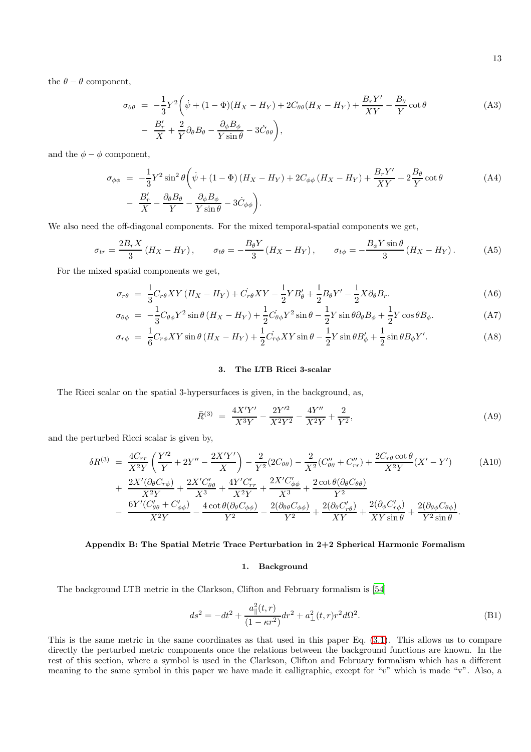the $\theta-\theta$ component,

$$
\begin{aligned}
\sigma_{\theta\theta} \;=\; & -\frac{1}{3}Y^2\bigg(\dot\psi + (1-\Phi)(H_X - H_Y) + 2C_{\theta\theta}(H_X-H_Y) + \frac{B_r Y'}{XY} - \frac{B_\theta}{Y}\cot\theta \\
& - \frac{B_r'}{X} + \frac{2}{Y}\partial_\theta B_\theta - \frac{\partial_\phi B_\phi}{Y\sin\theta} - 3\dot C_{\theta\theta}\bigg),
\end{aligned}
\tag{A3}
$$

and the $\phi-\phi$ component,

$$
\begin{aligned}
\sigma_{\phi\phi} \;=\; & -\frac{1}{3}Y^2\sin^2\theta\bigg(\dot\psi + (1-\Phi)(H_X - H_Y) + 2C_{\phi\phi}(H_X-H_Y) + \frac{B_r Y'}{XY} + 2\frac{B_\theta}{Y}\cot\theta \\
& - \frac{B_r'}{X} - \frac{\partial_\theta B_\theta}{Y} - \frac{\partial_\phi B_\phi}{Y\sin\theta} - 3\dot C_{\phi\phi}\bigg).
\end{aligned}
\tag{A4}
$$

We also need the off-diagonal components. For the mixed temporal-spatial components we get,

$$
\sigma_{tr} = \frac{2B_r X}{3}(H_X - H_Y), \qquad \sigma_{t\theta} = -\frac{B_\theta Y}{3}(H_X-H_Y), \qquad \sigma_{t\phi} = -\frac{B_\phi Y\sin\theta}{3}(H_X - H_Y). \tag{A5}
$$

For the mixed spatial components we get,

$$
\sigma_{r\theta} \;=\; \frac{1}{3}C_{r\theta}XY(H_X-H_Y) + \dot{C_{r\theta}}XY - \frac{1}{2}YB_\theta' + \frac{1}{2}B_\theta Y' - \frac{1}{2}X\partial_\theta B_r. \tag{A6}
$$

$$
\sigma_{\theta\phi} \;=\; -\frac{1}{3}C_{\theta\phi}Y^2\sin\theta(H_X-H_Y) + \frac{1}{2}\dot{C_{\theta\phi}}Y^2\sin\theta - \frac{1}{2}Y\sin\theta\partial_\theta B_\phi + \frac{1}{2}Y\cos\theta B_\phi. \tag{A7}
$$

$$
\sigma_{r\phi} \;=\; \frac{1}{6}C_{r\phi}XY\sin\theta(H_X-H_Y) + \frac{1}{2}\dot{C_{r\phi}}XY\sin\theta - \frac{1}{2}Y\sin\theta B_\phi' + \frac{1}{2}\sin\theta B_\phi Y'. \tag{A8}
$$

### 3. The LTB Ricci 3-scalar

The Ricci scalar on the spatial 3-hypersurfaces is given, in the background, as,

$$
\bar R^{(3)} \;=\; \frac{4X'Y'}{X^3Y} - \frac{2Y'^2}{X^2Y^2} - \frac{4Y''}{X^2Y} + \frac{2}{Y^2}, \tag{A9}
$$

and the perturbed Ricci scalar is given by,

$$
\begin{aligned}
\delta R^{(3)} \;=\; & \frac{4C_{rr}}{X^2Y}\left(\frac{Y'^2}{Y} + 2Y'' - \frac{2X'Y'}{X}\right) - \frac{2}{Y^2}(2C_{\theta\theta}) - \frac{2}{X^2}(C''_{\theta\theta} + C''_{rr}) + \frac{2C_{r\theta}\cot\theta}{X^2Y}(X'-Y') \\
+ \; & \frac{2X'(\partial_\theta C_{r\phi})}{X^2Y} + \frac{2X'C'_{\theta\theta}}{X^3} + \frac{4Y'C'_{rr}}{X^2Y} + \frac{2X'C'_{\phi\phi}}{X^3} + \frac{2\cot\theta(\partial_\theta C_{\theta\theta})}{Y^2} \\
- \; & \frac{6Y'(C'_{\theta\theta} + C'_{\phi\phi})}{X^2Y} - \frac{4\cot\theta(\partial_\theta C_{\phi\phi})}{Y^2} - \frac{2(\partial_{\theta\theta}C_{\phi\phi})}{Y^2} + \frac{2(\partial_\theta C'_{r\theta})}{XY} + \frac{2(\partial_\phi C'_{r\phi})}{XY\sin\theta} + \frac{2(\partial_{\theta\phi}C_{\theta\phi})}{Y^2\sin\theta}.
\end{aligned}
\tag{A10}
$$

## Appendix B: The Spatial Metric Trace Perturbation in 2+2 Spherical Harmonic Formalism

### 1. Background

The background LTB metric in the Clarkson, Clifton and February formalism is [54]

$$
ds^2 = -dt^2 + \frac{a_\parallel^2(t,r)}{(1-\kappa r^2)}dr^2 + a_\perp^2(t,r)r^2 d\Omega^2. \tag{B1}
$$

This is the same metric in the same coordinates as that used in this paper Eq. (3.1). This allows us to compare directly the perturbed metric components once the relations between the background functions are known. In the rest of this section, where a symbol is used in the Clarkson, Clifton and February formalism which has a different meaning to the same symbol in this paper we have made it calligraphic, except for "$v$" which is made "v". Also, a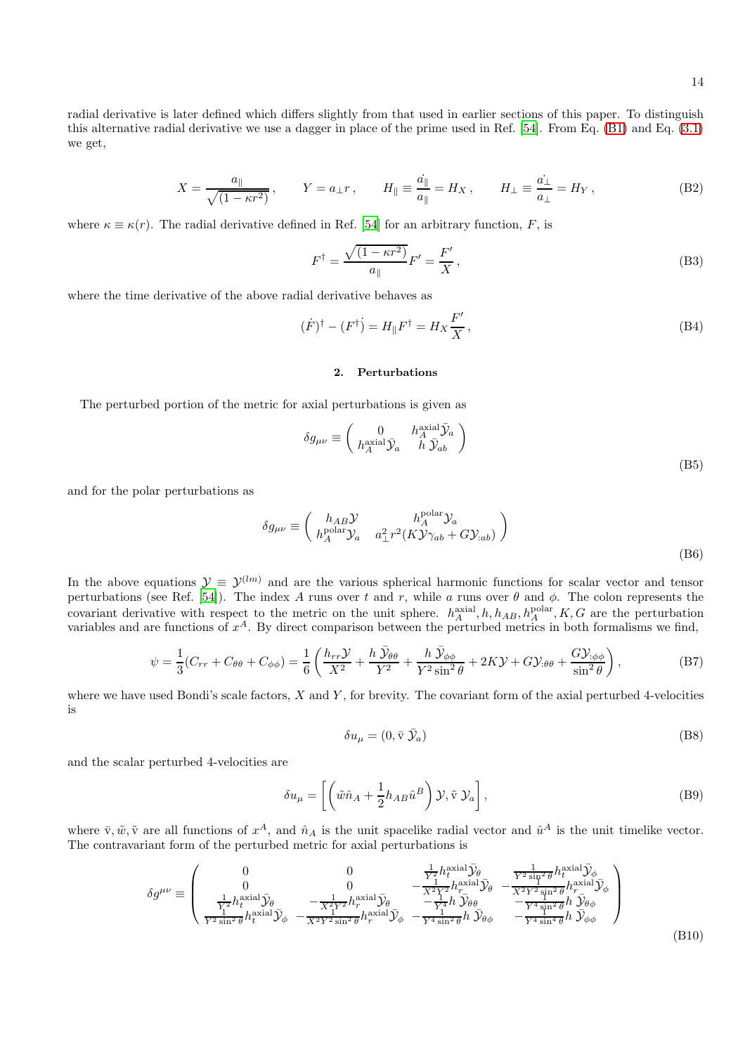radial derivative is later defined which differs slightly from that used in earlier sections of this paper. To distinguish this alternative radial derivative we use a dagger in place of the prime used in Ref. [54]. From Eq. (B1) and Eq. (3.1) we get,

$$X = \frac{a_\parallel}{\sqrt{(1-\kappa r^2)}}\,, \qquad Y = a_\perp r\,, \qquad H_\parallel \equiv \frac{\dot{a_\parallel}}{a_\parallel} = H_X\,, \qquad H_\perp \equiv \frac{\dot{a_\perp}}{a_\perp} = H_Y\,, \tag{B2}$$

where $\kappa \equiv \kappa(r)$. The radial derivative defined in Ref. [54] for an arbitrary function, $F$, is

$$F^\dagger = \frac{\sqrt{(1-\kappa r^2)}}{a_\parallel}F' = \frac{F'}{X}\,, \tag{B3}$$

where the time derivative of the above radial derivative behaves as

$$(\dot{F})^\dagger - (\dot{F^\dagger}) = H_\parallel F^\dagger = H_X \frac{F'}{X}\,, \tag{B4}$$

### 2. Perturbations

The perturbed portion of the metric for axial perturbations is given as

$$\delta g_{\mu\nu} \equiv \begin{pmatrix} 0 & h_A^{\rm axial}\bar{\mathcal{Y}}_a \\ h_A^{\rm axial}\bar{\mathcal{Y}}_a & h\,\bar{\mathcal{Y}}_{ab} \end{pmatrix} \tag{B5}$$

and for the polar perturbations as

$$\delta g_{\mu\nu} \equiv \begin{pmatrix} h_{AB}\mathcal{Y} & h_A^{\rm polar}\mathcal{Y}_a \\ h_A^{\rm polar}\mathcal{Y}_a & a_\perp^2 r^2 (K\mathcal{Y}\gamma_{ab} + G\mathcal{Y}_{:ab}) \end{pmatrix} \tag{B6}$$

In the above equations $\mathcal{Y} \equiv \mathcal{Y}^{(lm)}$ and are the various spherical harmonic functions for scalar vector and tensor perturbations (see Ref. [54]). The index $A$ runs over $t$ and $r$, while $a$ runs over $\theta$ and $\phi$. The colon represents the covariant derivative with respect to the metric on the unit sphere. $h_A^{\rm axial}, h, h_{AB}, h_A^{\rm polar}, K, G$ are the perturbation variables and are functions of $x^A$. By direct comparison between the perturbed metrics in both formalisms we find,

$$\psi = \frac{1}{3}(C_{rr} + C_{\theta\theta} + C_{\phi\phi}) = \frac{1}{6}\left(\frac{h_{rr}\mathcal{Y}}{X^2} + \frac{h\,\bar{\mathcal{Y}}_{\theta\theta}}{Y^2} + \frac{h\,\bar{\mathcal{Y}}_{\phi\phi}}{Y^2\sin^2\theta} + 2K\mathcal{Y} + G\mathcal{Y}_{:\theta\theta} + \frac{G\mathcal{Y}_{:\phi\phi}}{\sin^2\theta}\right), \tag{B7}$$

where we have used Bondi's scale factors, $X$ and $Y$, for brevity. The covariant form of the axial perturbed 4-velocities is

$$\delta u_\mu = (0, \bar{\rm v}\,\bar{\mathcal{Y}}_a) \tag{B8}$$

and the scalar perturbed 4-velocities are

$$\delta u_\mu = \left[\left(\tilde{w}\hat{n}_A + \frac{1}{2}h_{AB}\hat{u}^B\right)\mathcal{Y}, \tilde{\rm v}\,\mathcal{Y}_a\right], \tag{B9}$$

where $\bar{\rm v}, \tilde{w}, \tilde{\rm v}$ are all functions of $x^A$, and $\hat{n}_A$ is the unit spacelike radial vector and $\hat{u}^A$ is the unit timelike vector. The contravariant form of the perturbed metric for axial perturbations is

$$\delta g^{\mu\nu} \equiv \begin{pmatrix} 0 & 0 & \frac{1}{Y^2}h_t^{\rm axial}\bar{\mathcal{Y}}_\theta & \frac{1}{Y^2\sin^2\theta}h_t^{\rm axial}\bar{\mathcal{Y}}_\phi \\ 0 & 0 & -\frac{1}{X^2Y^2}h_r^{\rm axial}\bar{\mathcal{Y}}_\theta & -\frac{1}{X^2Y^2\sin^2\theta}h_r^{\rm axial}\bar{\mathcal{Y}}_\phi \\ \frac{1}{Y^2}h_t^{\rm axial}\bar{\mathcal{Y}}_\theta & -\frac{1}{X^2Y^2}h_r^{\rm axial}\bar{\mathcal{Y}}_\theta & -\frac{1}{Y^4}h\,\bar{\mathcal{Y}}_{\theta\theta} & -\frac{1}{Y^4\sin^2\theta}h\,\bar{\mathcal{Y}}_{\theta\phi} \\ \frac{1}{Y^2\sin^2\theta}h_t^{\rm axial}\bar{\mathcal{Y}}_\phi & -\frac{1}{X^2Y^2\sin^2\theta}h_r^{\rm axial}\bar{\mathcal{Y}}_\phi & -\frac{1}{Y^4\sin^2\theta}h\,\bar{\mathcal{Y}}_{\theta\phi} & -\frac{1}{Y^4\sin^4\theta}h\,\bar{\mathcal{Y}}_{\phi\phi} \end{pmatrix} \tag{B10}$$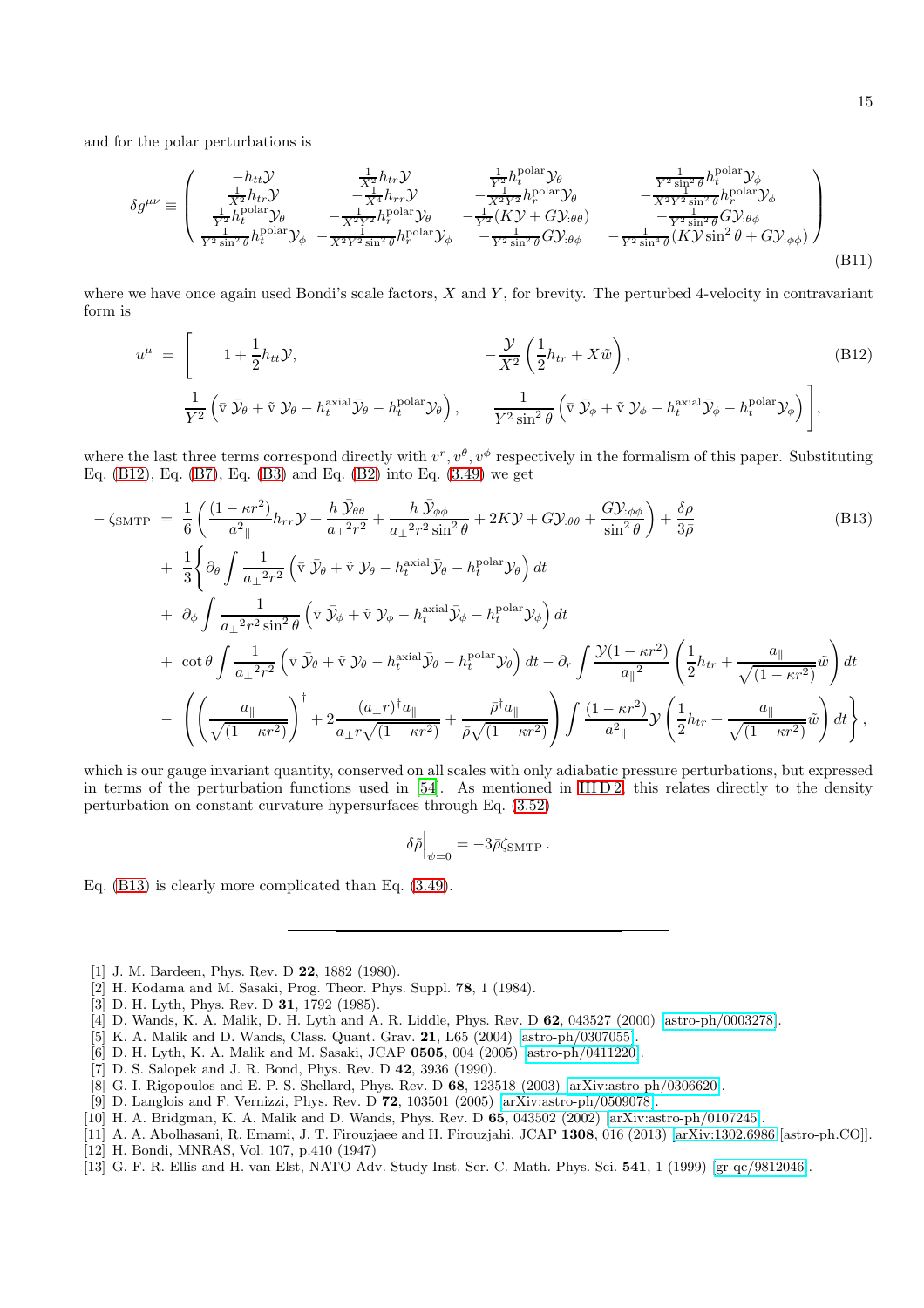and for the polar perturbations is

$$
\delta g^{\mu\nu} \equiv \begin{pmatrix} -h_{tt}\mathcal{Y} & \frac{1}{X^2}h_{tr}\mathcal{Y} & \frac{1}{Y^2}h_t^{\rm polar}\mathcal{Y}_\theta & \frac{1}{Y^2\sin^2\theta}h_t^{\rm polar}\mathcal{Y}_\phi \\ \frac{1}{X^2}h_{tr}\mathcal{Y} & -\frac{1}{X^4}h_{rr}\mathcal{Y} & -\frac{1}{X^2Y^2}h_r^{\rm polar}\mathcal{Y}_\theta & -\frac{1}{X^2Y^2\sin^2\theta}h_r^{\rm polar}\mathcal{Y}_\phi \\ \frac{1}{Y^2}h_t^{\rm polar}\mathcal{Y}_\theta & -\frac{1}{X^2Y^2}h_r^{\rm polar}\mathcal{Y}_\theta & -\frac{1}{Y^2}(K\mathcal{Y}+G\mathcal{Y}_{:\theta\theta}) & -\frac{1}{Y^2\sin^2\theta}G\mathcal{Y}_{:\theta\phi} \\ \frac{1}{Y^2\sin^2\theta}h_t^{\rm polar}\mathcal{Y}_\phi & -\frac{1}{X^2Y^2\sin^2\theta}h_r^{\rm polar}\mathcal{Y}_\phi & -\frac{1}{Y^2\sin^2\theta}G\mathcal{Y}_{:\theta\phi} & -\frac{1}{Y^2\sin^4\theta}(K\mathcal{Y}\sin^2\theta+G\mathcal{Y}_{:\phi\phi}) \end{pmatrix} \tag{B11}
$$

where we have once again used Bondi's scale factors, $X$ and $Y$, for brevity. The perturbed 4-velocity in contravariant form is

$$
\begin{aligned}
u^\mu = \Bigg[ \quad & 1 + \frac{1}{2}h_{tt}\mathcal{Y}, \qquad\qquad -\frac{\mathcal{Y}}{X^2}\left(\frac{1}{2}h_{tr} + X\tilde{w}\right), \\
& \frac{1}{Y^2}\left(\bar{\mathrm{v}}\,\bar{\mathcal{Y}}_\theta + \tilde{\mathrm{v}}\,\mathcal{Y}_\theta - h_t^{\rm axial}\bar{\mathcal{Y}}_\theta - h_t^{\rm polar}\mathcal{Y}_\theta\right), \qquad \frac{1}{Y^2\sin^2\theta}\left(\bar{\mathrm{v}}\,\bar{\mathcal{Y}}_\phi + \tilde{\mathrm{v}}\,\mathcal{Y}_\phi - h_t^{\rm axial}\bar{\mathcal{Y}}_\phi - h_t^{\rm polar}\mathcal{Y}_\phi\right)\Bigg],
\end{aligned} \tag{B12}
$$

where the last three terms correspond directly with $v^r, v^\theta, v^\phi$ respectively in the formalism of this paper. Substituting Eq. (B12), Eq. (B7), Eq. (B3) and Eq. (B2) into Eq. (3.49) we get

$$
\begin{aligned}
-\zeta_{\rm SMTP} = \; & \frac{1}{6}\left(\frac{(1-\kappa r^2)}{a_\parallel^2}h_{rr}\mathcal{Y} + \frac{h\,\bar{\mathcal{Y}}_{\theta\theta}}{{a_\perp}^2 r^2} + \frac{h\,\bar{\mathcal{Y}}_{\phi\phi}}{{a_\perp}^2 r^2\sin^2\theta} + 2K\mathcal{Y} + G\mathcal{Y}_{:\theta\theta} + \frac{G\mathcal{Y}_{:\phi\phi}}{\sin^2\theta}\right) + \frac{\delta\rho}{3\bar{\rho}} \\
& + \frac{1}{3}\Bigg\{\partial_\theta\int\frac{1}{{a_\perp}^2 r^2}\left(\bar{\mathrm{v}}\,\bar{\mathcal{Y}}_\theta + \tilde{\mathrm{v}}\,\mathcal{Y}_\theta - h_t^{\rm axial}\bar{\mathcal{Y}}_\theta - h_t^{\rm polar}\mathcal{Y}_\theta\right)dt \\
& + \partial_\phi\int\frac{1}{{a_\perp}^2 r^2\sin^2\theta}\left(\bar{\mathrm{v}}\,\bar{\mathcal{Y}}_\phi + \tilde{\mathrm{v}}\,\mathcal{Y}_\phi - h_t^{\rm axial}\bar{\mathcal{Y}}_\phi - h_t^{\rm polar}\mathcal{Y}_\phi\right)dt \\
& + \cot\theta\int\frac{1}{{a_\perp}^2 r^2}\left(\bar{\mathrm{v}}\,\bar{\mathcal{Y}}_\theta + \tilde{\mathrm{v}}\,\mathcal{Y}_\theta - h_t^{\rm axial}\bar{\mathcal{Y}}_\theta - h_t^{\rm polar}\mathcal{Y}_\theta\right)dt - \partial_r\int\frac{\mathcal{Y}(1-\kappa r^2)}{{a_\parallel}^2}\left(\frac{1}{2}h_{tr} + \frac{a_\parallel}{\sqrt{(1-\kappa r^2)}}\tilde{w}\right)dt \\
& - \left(\left(\frac{a_\parallel}{\sqrt{(1-\kappa r^2)}}\right)^\dagger + 2\frac{(a_\perp r)^\dagger a_\parallel}{a_\perp r\sqrt{(1-\kappa r^2)}} + \frac{\bar{\rho}^\dagger a_\parallel}{\bar{\rho}\sqrt{(1-\kappa r^2)}}\right)\int\frac{(1-\kappa r^2)}{a_\parallel^2}\mathcal{Y}\left(\frac{1}{2}h_{tr} + \frac{a_\parallel}{\sqrt{(1-\kappa r^2)}}\tilde{w}\right)dt\Bigg\},
\end{aligned} \tag{B13}
$$

which is our gauge invariant quantity, conserved on all scales with only adiabatic pressure perturbations, but expressed in terms of the perturbation functions used in [54]. As mentioned in III D 2, this relates directly to the density perturbation on constant curvature hypersurfaces through Eq. (3.52)

$$
\delta\tilde{\rho}\Big|_{\psi=0} = -3\bar{\rho}\zeta_{\rm SMTP}\,.
$$

Eq. (B13) is clearly more complicated than Eq. (3.49).

---

- [1] J. M. Bardeen, Phys. Rev. D **22**, 1882 (1980).
- [2] H. Kodama and M. Sasaki, Prog. Theor. Phys. Suppl. **78**, 1 (1984).
- [3] D. H. Lyth, Phys. Rev. D **31**, 1792 (1985).
- [4] D. Wands, K. A. Malik, D. H. Lyth and A. R. Liddle, Phys. Rev. D **62**, 043527 (2000) [astro-ph/0003278].
- [5] K. A. Malik and D. Wands, Class. Quant. Grav. **21**, L65 (2004) [astro-ph/0307055].
- [6] D. H. Lyth, K. A. Malik and M. Sasaki, JCAP **0505**, 004 (2005) [astro-ph/0411220].
- [7] D. S. Salopek and J. R. Bond, Phys. Rev. D **42**, 3936 (1990).
- [8] G. I. Rigopoulos and E. P. S. Shellard, Phys. Rev. D **68**, 123518 (2003) [arXiv:astro-ph/0306620].
- [9] D. Langlois and F. Vernizzi, Phys. Rev. D **72**, 103501 (2005) [arXiv:astro-ph/0509078].
- [10] H. A. Bridgman, K. A. Malik and D. Wands, Phys. Rev. D **65**, 043502 (2002) [arXiv:astro-ph/0107245].
- [11] A. A. Abolhasani, R. Emami, J. T. Firouzjaee and H. Firouzjahi, JCAP **1308**, 016 (2013) [arXiv:1302.6986 [astro-ph.CO]].
- [12] H. Bondi, MNRAS, Vol. 107, p.410 (1947)
- [13] G. F. R. Ellis and H. van Elst, NATO Adv. Study Inst. Ser. C. Math. Phys. Sci. **541**, 1 (1999) [gr-qc/9812046].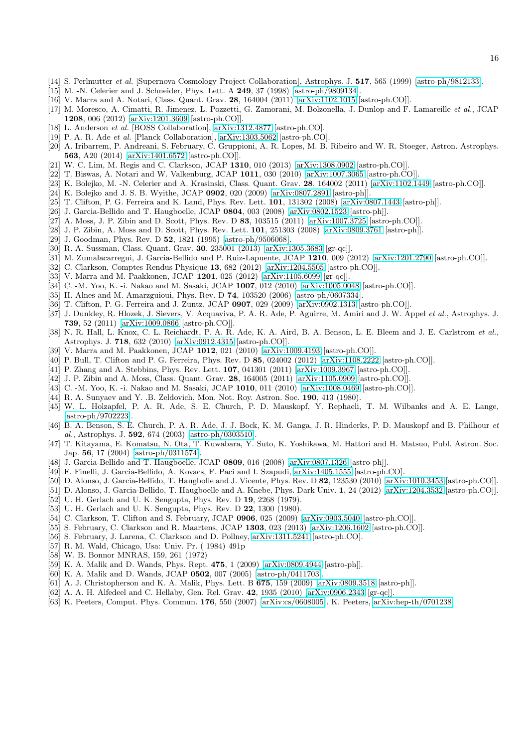[14] S. Perlmutter *et al.* [Supernova Cosmology Project Collaboration], Astrophys. J. **517**, 565 (1999) [astro-ph/9812133].

[15] M. -N. Celerier and J. Schneider, Phys. Lett. A **249**, 37 (1998) [astro-ph/9809134].

[16] V. Marra and A. Notari, Class. Quant. Grav. **28**, 164004 (2011) [arXiv:1102.1015 [astro-ph.CO]].

[17] M. Moresco, A. Cimatti, R. Jimenez, L. Pozzetti, G. Zamorani, M. Bolzonella, J. Dunlop and F. Lamareille *et al.*, JCAP **1208**, 006 (2012) [arXiv:1201.3609 [astro-ph.CO]].

[18] L. Anderson *et al.* [BOSS Collaboration], arXiv:1312.4877 [astro-ph.CO].

[19] P. A. R. Ade *et al.* [Planck Collaboration], arXiv:1303.5062 [astro-ph.CO].

[20] A. Iribarrem, P. Andreani, S. February, C. Gruppioni, A. R. Lopes, M. B. Ribeiro and W. R. Stoeger, Astron. Astrophys. **563**, A20 (2014) [arXiv:1401.6572 [astro-ph.CO]].

[21] W. C. Lim, M. Regis and C. Clarkson, JCAP **1310**, 010 (2013) [arXiv:1308.0902 [astro-ph.CO]].

[22] T. Biswas, A. Notari and W. Valkenburg, JCAP **1011**, 030 (2010) [arXiv:1007.3065 [astro-ph.CO]].

[23] K. Bolejko, M. -N. Celerier and A. Krasinski, Class. Quant. Grav. **28**, 164002 (2011) [arXiv:1102.1449 [astro-ph.CO]].

[24] K. Bolejko and J. S. B. Wyithe, JCAP **0902**, 020 (2009) [arXiv:0807.2891 [astro-ph]].

[25] T. Clifton, P. G. Ferreira and K. Land, Phys. Rev. Lett. **101**, 131302 (2008) [arXiv:0807.1443 [astro-ph]].

[26] J. Garcia-Bellido and T. Haugboelle, JCAP **0804**, 003 (2008) [arXiv:0802.1523 [astro-ph]].

[27] A. Moss, J. P. Zibin and D. Scott, Phys. Rev. D **83**, 103515 (2011) [arXiv:1007.3725 [astro-ph.CO]].

[28] J. P. Zibin, A. Moss and D. Scott, Phys. Rev. Lett. **101**, 251303 (2008) [arXiv:0809.3761 [astro-ph]].

[29] J. Goodman, Phys. Rev. D **52**, 1821 (1995) [astro-ph/9506068].

[30] R. A. Sussman, Class. Quant. Grav. **30**, 235001 (2013) [arXiv:1305.3683 [gr-qc]].

[31] M. Zumalacarregui, J. Garcia-Bellido and P. Ruiz-Lapuente, JCAP **1210**, 009 (2012) [arXiv:1201.2790 [astro-ph.CO]].

[32] C. Clarkson, Comptes Rendus Physique **13**, 682 (2012) [arXiv:1204.5505 [astro-ph.CO]].

[33] V. Marra and M. Paakkonen, JCAP **1201**, 025 (2012) [arXiv:1105.6099 [gr-qc]].

[34] C. -M. Yoo, K. -i. Nakao and M. Sasaki, JCAP **1007**, 012 (2010) [arXiv:1005.0048 [astro-ph.CO]].

[35] H. Alnes and M. Amarzguioui, Phys. Rev. D **74**, 103520 (2006) [astro-ph/0607334].

[36] T. Clifton, P. G. Ferreira and J. Zuntz, JCAP **0907**, 029 (2009) [arXiv:0902.1313 [astro-ph.CO]].

[37] J. Dunkley, R. Hlozek, J. Sievers, V. Acquaviva, P. A. R. Ade, P. Aguirre, M. Amiri and J. W. Appel *et al.*, Astrophys. J. **739**, 52 (2011) [arXiv:1009.0866 [astro-ph.CO]].

[38] N. R. Hall, L. Knox, C. L. Reichardt, P. A. R. Ade, K. A. Aird, B. A. Benson, L. E. Bleem and J. E. Carlstrom *et al.*, Astrophys. J. **718**, 632 (2010) [arXiv:0912.4315 [astro-ph.CO]].

[39] V. Marra and M. Paakkonen, JCAP **1012**, 021 (2010) [arXiv:1009.4193 [astro-ph.CO]].

[40] P. Bull, T. Clifton and P. G. Ferreira, Phys. Rev. D **85**, 024002 (2012) [arXiv:1108.2222 [astro-ph.CO]].

[41] P. Zhang and A. Stebbins, Phys. Rev. Lett. **107**, 041301 (2011) [arXiv:1009.3967 [astro-ph.CO]].

[42] J. P. Zibin and A. Moss, Class. Quant. Grav. **28**, 164005 (2011) [arXiv:1105.0909 [astro-ph.CO]].

[43] C. -M. Yoo, K. -i. Nakao and M. Sasaki, JCAP **1010**, 011 (2010) [arXiv:1008.0469 [astro-ph.CO]].

[44] R. A. Sunyaev and Y. .B. Zeldovich, Mon. Not. Roy. Astron. Soc. **190**, 413 (1980).

[45] W. L. Holzapfel, P. A. R. Ade, S. E. Church, P. D. Mauskopf, Y. Rephaeli, T. M. Wilbanks and A. E. Lange, [astro-ph/9702223].

[46] B. A. Benson, S. E. Church, P. A. R. Ade, J. J. Bock, K. M. Ganga, J. R. Hinderks, P. D. Mauskopf and B. Philhour *et al.*, Astrophys. J. **592**, 674 (2003) [astro-ph/0303510].

[47] T. Kitayama, E. Komatsu, N. Ota, T. Kuwabara, Y. Suto, K. Yoshikawa, M. Hattori and H. Matsuo, Publ. Astron. Soc. Jap. **56**, 17 (2004) [astro-ph/0311574].

[48] J. Garcia-Bellido and T. Haugboelle, JCAP **0809**, 016 (2008) [arXiv:0807.1326 [astro-ph]].

[49] F. Finelli, J. Garcia-Bellido, A. Kovacs, F. Paci and I. Szapudi, arXiv:1405.1555 [astro-ph.CO].

[50] D. Alonso, J. Garcia-Bellido, T. Haugbolle and J. Vicente, Phys. Rev. D **82**, 123530 (2010) [arXiv:1010.3453 [astro-ph.CO]].

[51] D. Alonso, J. Garcia-Bellido, T. Haugbolle and A. Knebe, Phys. Dark Univ. **1**, 24 (2012) [arXiv:1204.3532 [astro-ph.CO]].

[52] U. H. Gerlach and U. K. Sengupta, Phys. Rev. D **19**, 2268 (1979).

[53] U. H. Gerlach and U. K. Sengupta, Phys. Rev. D **22**, 1300 (1980).

[54] C. Clarkson, T. Clifton and S. February, JCAP **0906**, 025 (2009) [arXiv:0903.5040 [astro-ph.CO]].

[55] S. February, C. Clarkson and R. Maartens, JCAP **1303**, 023 (2013) [arXiv:1206.1602 [astro-ph.CO]].

[56] S. February, J. Larena, C. Clarkson and D. Pollney, arXiv:1311.5241 [astro-ph.CO].

[57] R. M. Wald, Chicago, Usa: Univ. Pr. ( 1984) 491p

[58] W. B. Bonnor MNRAS, 159, 261 (1972)

[59] K. A. Malik and D. Wands, Phys. Rept. **475**, 1 (2009) [arXiv:0809.4944 [astro-ph]].

[60] K. A. Malik and D. Wands, JCAP **0502**, 007 (2005) [astro-ph/0411703].

[61] A. J. Christopherson and K. A. Malik, Phys. Lett. B **675**, 159 (2009) [arXiv:0809.3518 [astro-ph]].

[62] A. A. H. Alfedeel and C. Hellaby, Gen. Rel. Grav. **42**, 1935 (2010) [arXiv:0906.2343 [gr-qc]].

[63] K. Peeters, Comput. Phys. Commun. **176**, 550 (2007) [arXiv:cs/0608005]. K. Peeters, arXiv:hep-th/0701238.